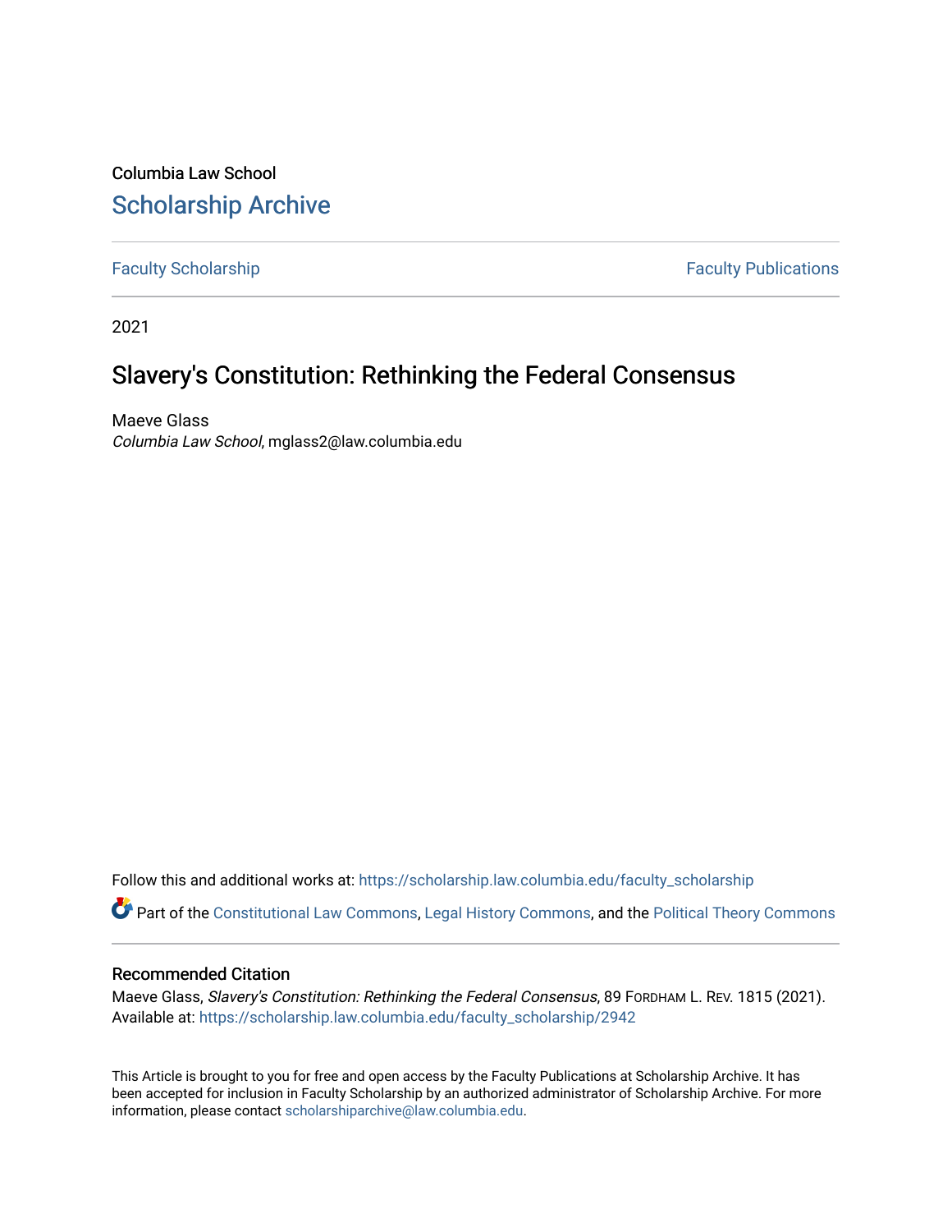Columbia Law School

# Scholarship Archive

Faculty Scholarship | Faculty Publications

2021

## Slavery's Constitution: Rethinking the Federal Consensus

Maeve Glass
*Columbia Law School*, mglass2@law.columbia.edu

Follow this and additional works at: https://scholarship.law.columbia.edu/faculty_scholarship

Part of the Constitutional Law Commons, Legal History Commons, and the Political Theory Commons

### Recommended Citation

Maeve Glass, *Slavery's Constitution: Rethinking the Federal Consensus*, 89 FORDHAM L. REV. 1815 (2021).
Available at: https://scholarship.law.columbia.edu/faculty_scholarship/2942

This Article is brought to you for free and open access by the Faculty Publications at Scholarship Archive. It has been accepted for inclusion in Faculty Scholarship by an authorized administrator of Scholarship Archive. For more information, please contact scholarshiparchive@law.columbia.edu.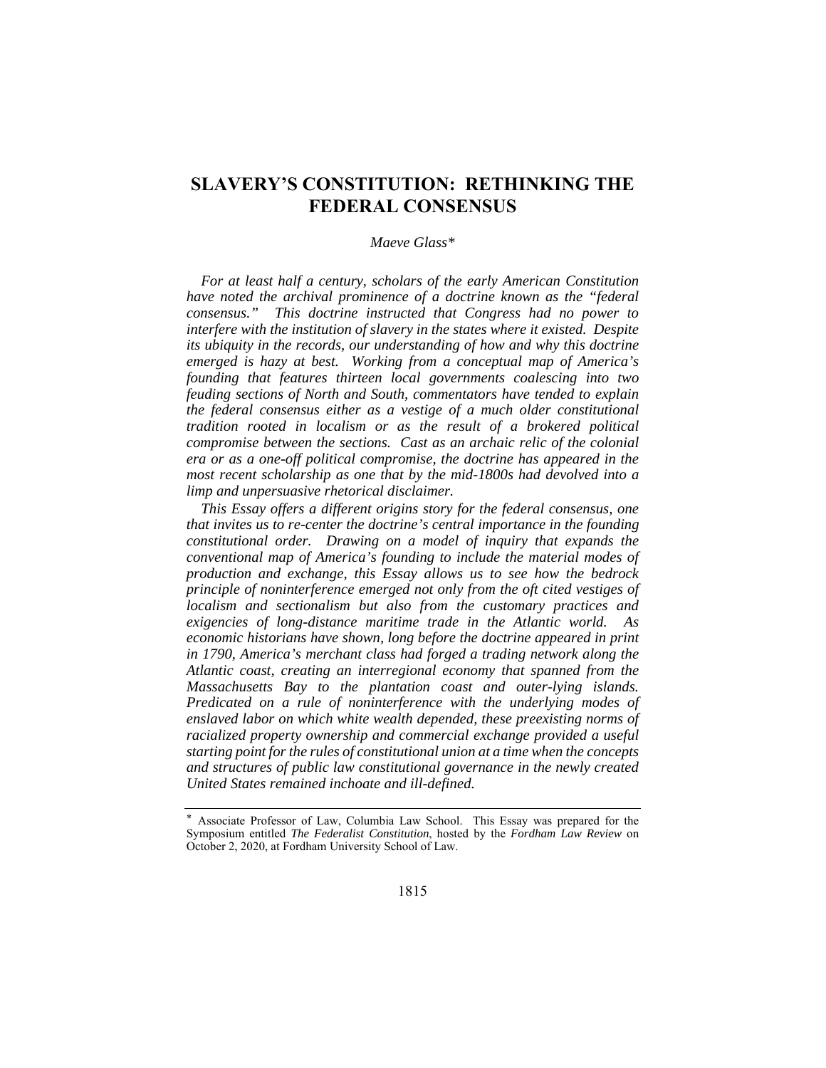# SLAVERY'S CONSTITUTION: RETHINKING THE FEDERAL CONSENSUS

*Maeve Glass\**

*For at least half a century, scholars of the early American Constitution have noted the archival prominence of a doctrine known as the "federal consensus." This doctrine instructed that Congress had no power to interfere with the institution of slavery in the states where it existed. Despite its ubiquity in the records, our understanding of how and why this doctrine emerged is hazy at best. Working from a conceptual map of America's founding that features thirteen local governments coalescing into two feuding sections of North and South, commentators have tended to explain the federal consensus either as a vestige of a much older constitutional tradition rooted in localism or as the result of a brokered political compromise between the sections. Cast as an archaic relic of the colonial era or as a one-off political compromise, the doctrine has appeared in the most recent scholarship as one that by the mid-1800s had devolved into a limp and unpersuasive rhetorical disclaimer.*

*This Essay offers a different origins story for the federal consensus, one that invites us to re-center the doctrine's central importance in the founding constitutional order. Drawing on a model of inquiry that expands the conventional map of America's founding to include the material modes of production and exchange, this Essay allows us to see how the bedrock principle of noninterference emerged not only from the oft cited vestiges of localism and sectionalism but also from the customary practices and exigencies of long-distance maritime trade in the Atlantic world. As economic historians have shown, long before the doctrine appeared in print in 1790, America's merchant class had forged a trading network along the Atlantic coast, creating an interregional economy that spanned from the Massachusetts Bay to the plantation coast and outer-lying islands. Predicated on a rule of noninterference with the underlying modes of enslaved labor on which white wealth depended, these preexisting norms of racialized property ownership and commercial exchange provided a useful starting point for the rules of constitutional union at a time when the concepts and structures of public law constitutional governance in the newly created United States remained inchoate and ill-defined.*

---

\* Associate Professor of Law, Columbia Law School. This Essay was prepared for the Symposium entitled *The Federalist Constitution*, hosted by the *Fordham Law Review* on October 2, 2020, at Fordham University School of Law.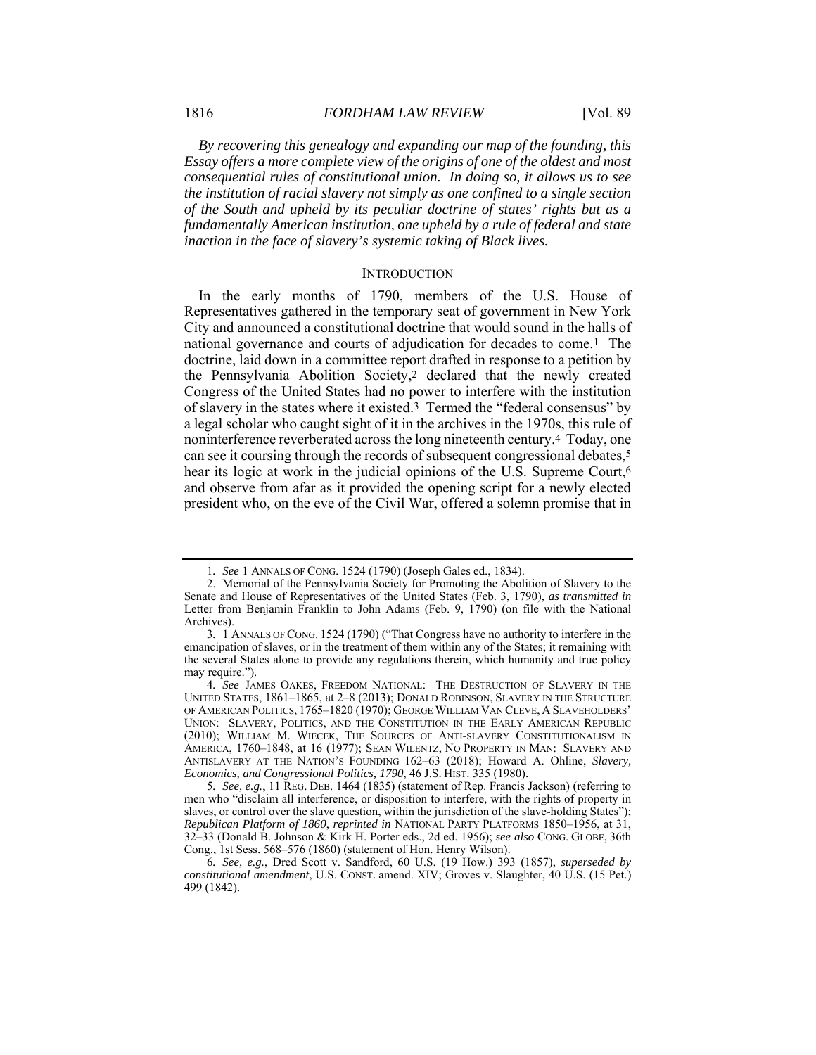*By recovering this genealogy and expanding our map of the founding, this Essay offers a more complete view of the origins of one of the oldest and most consequential rules of constitutional union. In doing so, it allows us to see the institution of racial slavery not simply as one confined to a single section of the South and upheld by its peculiar doctrine of states' rights but as a fundamentally American institution, one upheld by a rule of federal and state inaction in the face of slavery's systemic taking of Black lives.*

## INTRODUCTION

In the early months of 1790, members of the U.S. House of Representatives gathered in the temporary seat of government in New York City and announced a constitutional doctrine that would sound in the halls of national governance and courts of adjudication for decades to come.[1] The doctrine, laid down in a committee report drafted in response to a petition by the Pennsylvania Abolition Society,[2] declared that the newly created Congress of the United States had no power to interfere with the institution of slavery in the states where it existed.[3] Termed the "federal consensus" by a legal scholar who caught sight of it in the archives in the 1970s, this rule of noninterference reverberated across the long nineteenth century.[4] Today, one can see it coursing through the records of subsequent congressional debates,[5] hear its logic at work in the judicial opinions of the U.S. Supreme Court,[6] and observe from afar as it provided the opening script for a newly elected president who, on the eve of the Civil War, offered a solemn promise that in

---

1. *See* 1 ANNALS OF CONG. 1524 (1790) (Joseph Gales ed., 1834).

2. Memorial of the Pennsylvania Society for Promoting the Abolition of Slavery to the Senate and House of Representatives of the United States (Feb. 3, 1790), *as transmitted in* Letter from Benjamin Franklin to John Adams (Feb. 9, 1790) (on file with the National Archives).

3. 1 ANNALS OF CONG. 1524 (1790) ("That Congress have no authority to interfere in the emancipation of slaves, or in the treatment of them within any of the States; it remaining with the several States alone to provide any regulations therein, which humanity and true policy may require.").

4. *See* JAMES OAKES, FREEDOM NATIONAL: THE DESTRUCTION OF SLAVERY IN THE UNITED STATES, 1861–1865, at 2–8 (2013); DONALD ROBINSON, SLAVERY IN THE STRUCTURE OF AMERICAN POLITICS, 1765–1820 (1970); GEORGE WILLIAM VAN CLEVE, A SLAVEHOLDERS' UNION: SLAVERY, POLITICS, AND THE CONSTITUTION IN THE EARLY AMERICAN REPUBLIC (2010); WILLIAM M. WIECEK, THE SOURCES OF ANTI-SLAVERY CONSTITUTIONALISM IN AMERICA, 1760–1848, at 16 (1977); SEAN WILENTZ, NO PROPERTY IN MAN: SLAVERY AND ANTISLAVERY AT THE NATION'S FOUNDING 162–63 (2018); Howard A. Ohline, *Slavery, Economics, and Congressional Politics, 1790*, 46 J.S. HIST. 335 (1980).

5. *See, e.g.*, 11 REG. DEB. 1464 (1835) (statement of Rep. Francis Jackson) (referring to men who "disclaim all interference, or disposition to interfere, with the rights of property in slaves, or control over the slave question, within the jurisdiction of the slave-holding States"); *Republican Platform of 1860*, *reprinted in* NATIONAL PARTY PLATFORMS 1850–1956, at 31, 32–33 (Donald B. Johnson & Kirk H. Porter eds., 2d ed. 1956); *see also* CONG. GLOBE, 36th Cong., 1st Sess. 568–576 (1860) (statement of Hon. Henry Wilson).

6. *See, e.g.*, Dred Scott v. Sandford, 60 U.S. (19 How.) 393 (1857), *superseded by constitutional amendment*, U.S. CONST. amend. XIV; Groves v. Slaughter, 40 U.S. (15 Pet.) 499 (1842).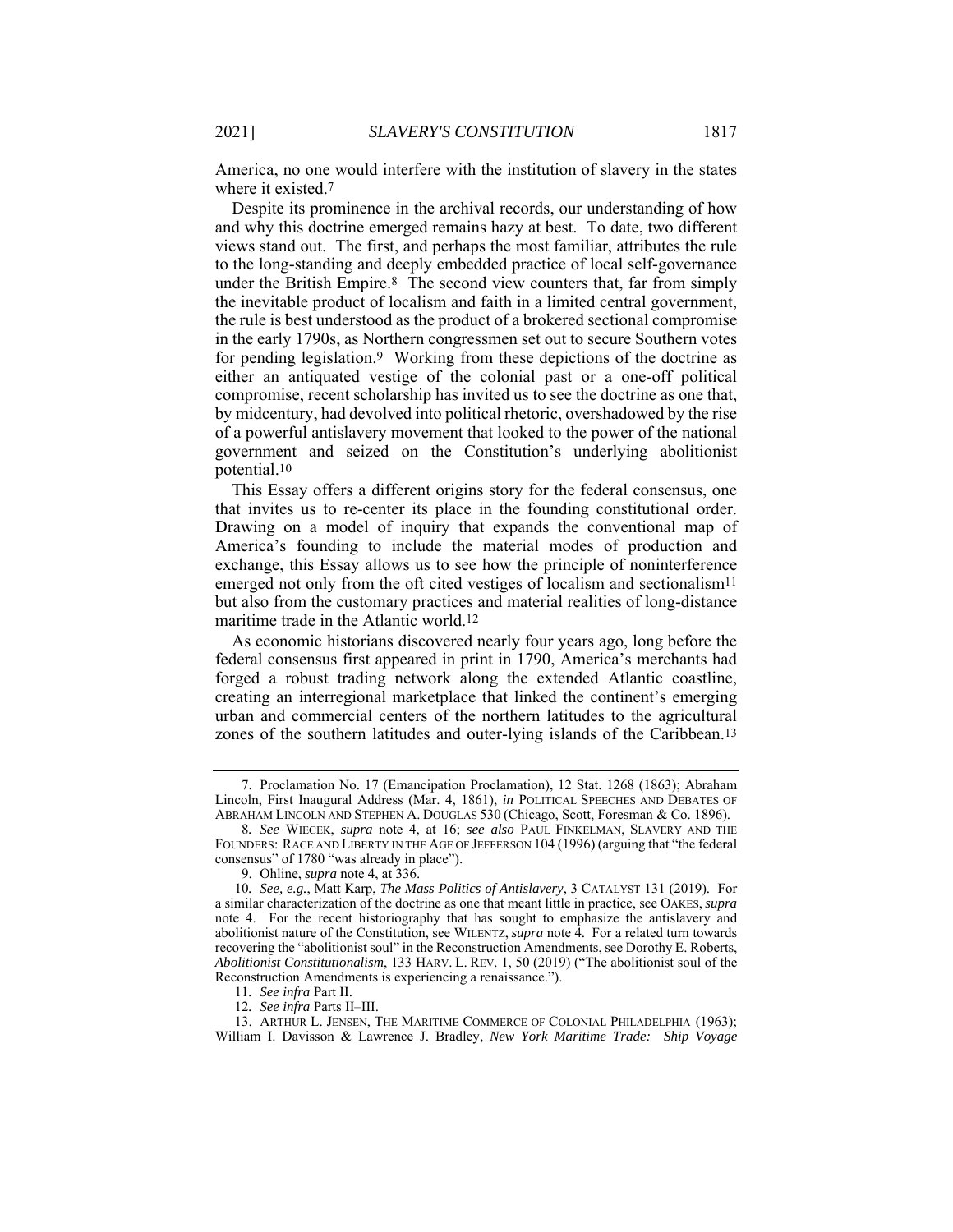America, no one would interfere with the institution of slavery in the states where it existed.[7]

Despite its prominence in the archival records, our understanding of how and why this doctrine emerged remains hazy at best. To date, two different views stand out. The first, and perhaps the most familiar, attributes the rule to the long-standing and deeply embedded practice of local self-governance under the British Empire.[8] The second view counters that, far from simply the inevitable product of localism and faith in a limited central government, the rule is best understood as the product of a brokered sectional compromise in the early 1790s, as Northern congressmen set out to secure Southern votes for pending legislation.[9] Working from these depictions of the doctrine as either an antiquated vestige of the colonial past or a one-off political compromise, recent scholarship has invited us to see the doctrine as one that, by midcentury, had devolved into political rhetoric, overshadowed by the rise of a powerful antislavery movement that looked to the power of the national government and seized on the Constitution's underlying abolitionist potential.[10]

This Essay offers a different origins story for the federal consensus, one that invites us to re-center its place in the founding constitutional order. Drawing on a model of inquiry that expands the conventional map of America's founding to include the material modes of production and exchange, this Essay allows us to see how the principle of noninterference emerged not only from the oft cited vestiges of localism and sectionalism[11] but also from the customary practices and material realities of long-distance maritime trade in the Atlantic world.[12]

As economic historians discovered nearly four years ago, long before the federal consensus first appeared in print in 1790, America's merchants had forged a robust trading network along the extended Atlantic coastline, creating an interregional marketplace that linked the continent's emerging urban and commercial centers of the northern latitudes to the agricultural zones of the southern latitudes and outer-lying islands of the Caribbean.[13]

---

7. Proclamation No. 17 (Emancipation Proclamation), 12 Stat. 1268 (1863); Abraham Lincoln, First Inaugural Address (Mar. 4, 1861), *in* POLITICAL SPEECHES AND DEBATES OF ABRAHAM LINCOLN AND STEPHEN A. DOUGLAS 530 (Chicago, Scott, Foresman & Co. 1896).

8. *See* WIECEK, *supra* note 4, at 16; *see also* PAUL FINKELMAN, SLAVERY AND THE FOUNDERS: RACE AND LIBERTY IN THE AGE OF JEFFERSON 104 (1996) (arguing that "the federal consensus" of 1780 "was already in place").

9. Ohline, *supra* note 4, at 336.

10. *See, e.g.*, Matt Karp, *The Mass Politics of Antislavery*, 3 CATALYST 131 (2019). For a similar characterization of the doctrine as one that meant little in practice, see OAKES, *supra* note 4. For the recent historiography that has sought to emphasize the antislavery and abolitionist nature of the Constitution, see WILENTZ, *supra* note 4. For a related turn towards recovering the "abolitionist soul" in the Reconstruction Amendments, see Dorothy E. Roberts, *Abolitionist Constitutionalism*, 133 HARV. L. REV. 1, 50 (2019) ("The abolitionist soul of the Reconstruction Amendments is experiencing a renaissance.").

11. *See infra* Part II.

12. *See infra* Parts II–III.

13. ARTHUR L. JENSEN, THE MARITIME COMMERCE OF COLONIAL PHILADELPHIA (1963); William I. Davisson & Lawrence J. Bradley, *New York Maritime Trade: Ship Voyage*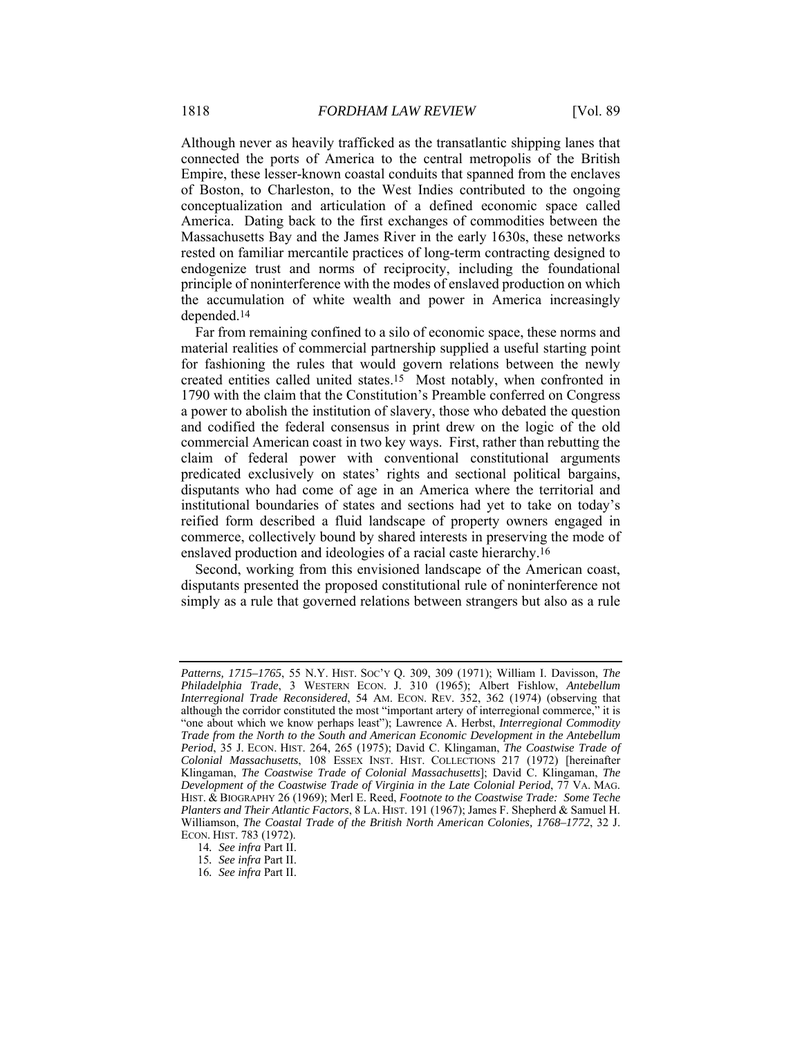Although never as heavily trafficked as the transatlantic shipping lanes that connected the ports of America to the central metropolis of the British Empire, these lesser-known coastal conduits that spanned from the enclaves of Boston, to Charleston, to the West Indies contributed to the ongoing conceptualization and articulation of a defined economic space called America. Dating back to the first exchanges of commodities between the Massachusetts Bay and the James River in the early 1630s, these networks rested on familiar mercantile practices of long-term contracting designed to endogenize trust and norms of reciprocity, including the foundational principle of noninterference with the modes of enslaved production on which the accumulation of white wealth and power in America increasingly depended.[14]

Far from remaining confined to a silo of economic space, these norms and material realities of commercial partnership supplied a useful starting point for fashioning the rules that would govern relations between the newly created entities called united states.[15] Most notably, when confronted in 1790 with the claim that the Constitution's Preamble conferred on Congress a power to abolish the institution of slavery, those who debated the question and codified the federal consensus in print drew on the logic of the old commercial American coast in two key ways. First, rather than rebutting the claim of federal power with conventional constitutional arguments predicated exclusively on states' rights and sectional political bargains, disputants who had come of age in an America where the territorial and institutional boundaries of states and sections had yet to take on today's reified form described a fluid landscape of property owners engaged in commerce, collectively bound by shared interests in preserving the mode of enslaved production and ideologies of a racial caste hierarchy.[16]

Second, working from this envisioned landscape of the American coast, disputants presented the proposed constitutional rule of noninterference not simply as a rule that governed relations between strangers but also as a rule

---

*Patterns, 1715–1765*, 55 N.Y. HIST. SOC'Y Q. 309, 309 (1971); William I. Davisson, *The Philadelphia Trade*, 3 WESTERN ECON. J. 310 (1965); Albert Fishlow, *Antebellum Interregional Trade Reconsidered*, 54 AM. ECON. REV. 352, 362 (1974) (observing that although the corridor constituted the most "important artery of interregional commerce," it is "one about which we know perhaps least"); Lawrence A. Herbst, *Interregional Commodity Trade from the North to the South and American Economic Development in the Antebellum Period*, 35 J. ECON. HIST. 264, 265 (1975); David C. Klingaman, *The Coastwise Trade of Colonial Massachusetts*, 108 ESSEX INST. HIST. COLLECTIONS 217 (1972) [hereinafter Klingaman, *The Coastwise Trade of Colonial Massachusetts*]; David C. Klingaman, *The Development of the Coastwise Trade of Virginia in the Late Colonial Period*, 77 VA. MAG. HIST. & BIOGRAPHY 26 (1969); Merl E. Reed, *Footnote to the Coastwise Trade: Some Teche Planters and Their Atlantic Factors*, 8 LA. HIST. 191 (1967); James F. Shepherd & Samuel H. Williamson, *The Coastal Trade of the British North American Colonies, 1768–1772*, 32 J. ECON. HIST. 783 (1972).

14. *See infra* Part II.

15. *See infra* Part II.

16. *See infra* Part II.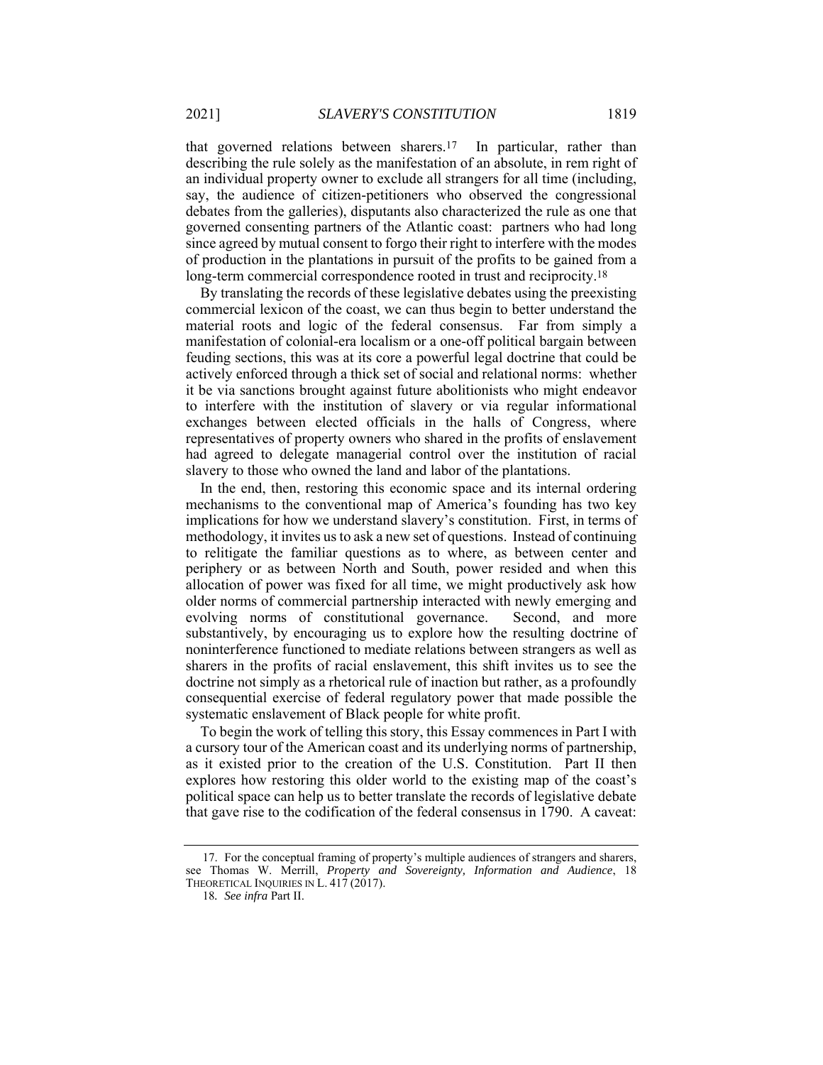that governed relations between sharers.[17] In particular, rather than describing the rule solely as the manifestation of an absolute, in rem right of an individual property owner to exclude all strangers for all time (including, say, the audience of citizen-petitioners who observed the congressional debates from the galleries), disputants also characterized the rule as one that governed consenting partners of the Atlantic coast: partners who had long since agreed by mutual consent to forgo their right to interfere with the modes of production in the plantations in pursuit of the profits to be gained from a long-term commercial correspondence rooted in trust and reciprocity.[18]

By translating the records of these legislative debates using the preexisting commercial lexicon of the coast, we can thus begin to better understand the material roots and logic of the federal consensus. Far from simply a manifestation of colonial-era localism or a one-off political bargain between feuding sections, this was at its core a powerful legal doctrine that could be actively enforced through a thick set of social and relational norms: whether it be via sanctions brought against future abolitionists who might endeavor to interfere with the institution of slavery or via regular informational exchanges between elected officials in the halls of Congress, where representatives of property owners who shared in the profits of enslavement had agreed to delegate managerial control over the institution of racial slavery to those who owned the land and labor of the plantations.

In the end, then, restoring this economic space and its internal ordering mechanisms to the conventional map of America's founding has two key implications for how we understand slavery's constitution. First, in terms of methodology, it invites us to ask a new set of questions. Instead of continuing to relitigate the familiar questions as to where, as between center and periphery or as between North and South, power resided and when this allocation of power was fixed for all time, we might productively ask how older norms of commercial partnership interacted with newly emerging and evolving norms of constitutional governance. Second, and more substantively, by encouraging us to explore how the resulting doctrine of noninterference functioned to mediate relations between strangers as well as sharers in the profits of racial enslavement, this shift invites us to see the doctrine not simply as a rhetorical rule of inaction but rather, as a profoundly consequential exercise of federal regulatory power that made possible the systematic enslavement of Black people for white profit.

To begin the work of telling this story, this Essay commences in Part I with a cursory tour of the American coast and its underlying norms of partnership, as it existed prior to the creation of the U.S. Constitution. Part II then explores how restoring this older world to the existing map of the coast's political space can help us to better translate the records of legislative debate that gave rise to the codification of the federal consensus in 1790. A caveat:

17. For the conceptual framing of property's multiple audiences of strangers and sharers, see Thomas W. Merrill, *Property and Sovereignty, Information and Audience*, 18 THEORETICAL INQUIRIES IN L. 417 (2017).

18. *See infra* Part II.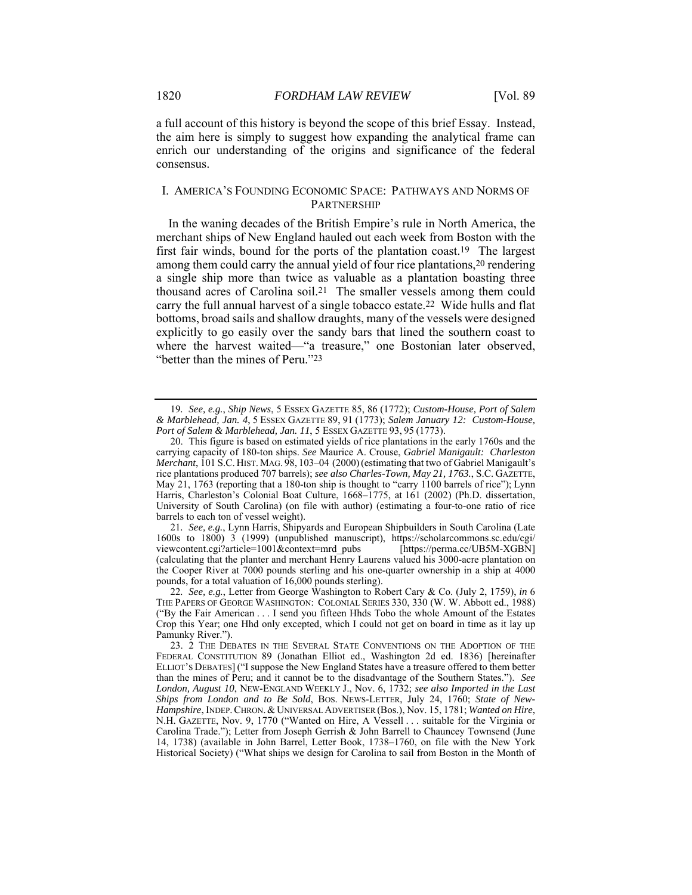a full account of this history is beyond the scope of this brief Essay. Instead, the aim here is simply to suggest how expanding the analytical frame can enrich our understanding of the origins and significance of the federal consensus.

## I. AMERICA'S FOUNDING ECONOMIC SPACE: PATHWAYS AND NORMS OF PARTNERSHIP

In the waning decades of the British Empire's rule in North America, the merchant ships of New England hauled out each week from Boston with the first fair winds, bound for the ports of the plantation coast.[19] The largest among them could carry the annual yield of four rice plantations,[20] rendering a single ship more than twice as valuable as a plantation boasting three thousand acres of Carolina soil.[21] The smaller vessels among them could carry the full annual harvest of a single tobacco estate.[22] Wide hulls and flat bottoms, broad sails and shallow draughts, many of the vessels were designed explicitly to go easily over the sandy bars that lined the southern coast to where the harvest waited—"a treasure," one Bostonian later observed, "better than the mines of Peru."[23]

---

19. *See, e.g.*, *Ship News*, 5 ESSEX GAZETTE 85, 86 (1772); *Custom-House, Port of Salem & Marblehead, Jan. 4*, 5 ESSEX GAZETTE 89, 91 (1773); *Salem January 12: Custom-House, Port of Salem & Marblehead, Jan. 11*, 5 ESSEX GAZETTE 93, 95 (1773).

20. This figure is based on estimated yields of rice plantations in the early 1760s and the carrying capacity of 180-ton ships. *See* Maurice A. Crouse, *Gabriel Manigault: Charleston Merchant*, 101 S.C. HIST. MAG. 98, 103–04 (2000) (estimating that two of Gabriel Manigault's rice plantations produced 707 barrels); *see also Charles-Town, May 21, 1763.*, S.C. GAZETTE, May 21, 1763 (reporting that a 180-ton ship is thought to "carry 1100 barrels of rice"); Lynn Harris, Charleston's Colonial Boat Culture, 1668–1775, at 161 (2002) (Ph.D. dissertation, University of South Carolina) (on file with author) (estimating a four-to-one ratio of rice barrels to each ton of vessel weight).

21. *See, e.g.*, Lynn Harris, Shipyards and European Shipbuilders in South Carolina (Late 1600s to 1800) 3 (1999) (unpublished manuscript), https://scholarcommons.sc.edu/cgi/viewcontent.cgi?article=1001&context=mrd_pubs [https://perma.cc/UB5M-XGBN] (calculating that the planter and merchant Henry Laurens valued his 3000-acre plantation on the Cooper River at 7000 pounds sterling and his one-quarter ownership in a ship at 4000 pounds, for a total valuation of 16,000 pounds sterling).

22. *See, e.g.*, Letter from George Washington to Robert Cary & Co. (July 2, 1759), *in* 6 THE PAPERS OF GEORGE WASHINGTON: COLONIAL SERIES 330, 330 (W. W. Abbott ed., 1988) ("By the Fair American . . . I send you fifteen Hhds Tobo the whole Amount of the Estates Crop this Year; one Hhd only excepted, which I could not get on board in time as it lay up Pamunky River.").

23. 2 THE DEBATES IN THE SEVERAL STATE CONVENTIONS ON THE ADOPTION OF THE FEDERAL CONSTITUTION 89 (Jonathan Elliot ed., Washington 2d ed. 1836) [hereinafter ELLIOT'S DEBATES] ("I suppose the New England States have a treasure offered to them better than the mines of Peru; and it cannot be to the disadvantage of the Southern States."). *See London, August 10*, NEW-ENGLAND WEEKLY J., Nov. 6, 1732; *see also Imported in the Last Ships from London and to Be Sold*, BOS. NEWS-LETTER, July 24, 1760; *State of New-Hampshire*, INDEP. CHRON. & UNIVERSAL ADVERTISER (Bos.), Nov. 15, 1781; *Wanted on Hire*, N.H. GAZETTE, Nov. 9, 1770 ("Wanted on Hire, A Vessell . . . suitable for the Virginia or Carolina Trade."); Letter from Joseph Gerrish & John Barrell to Chauncey Townsend (June 14, 1738) (available in John Barrel, Letter Book, 1738–1760, on file with the New York Historical Society) ("What ships we design for Carolina to sail from Boston in the Month of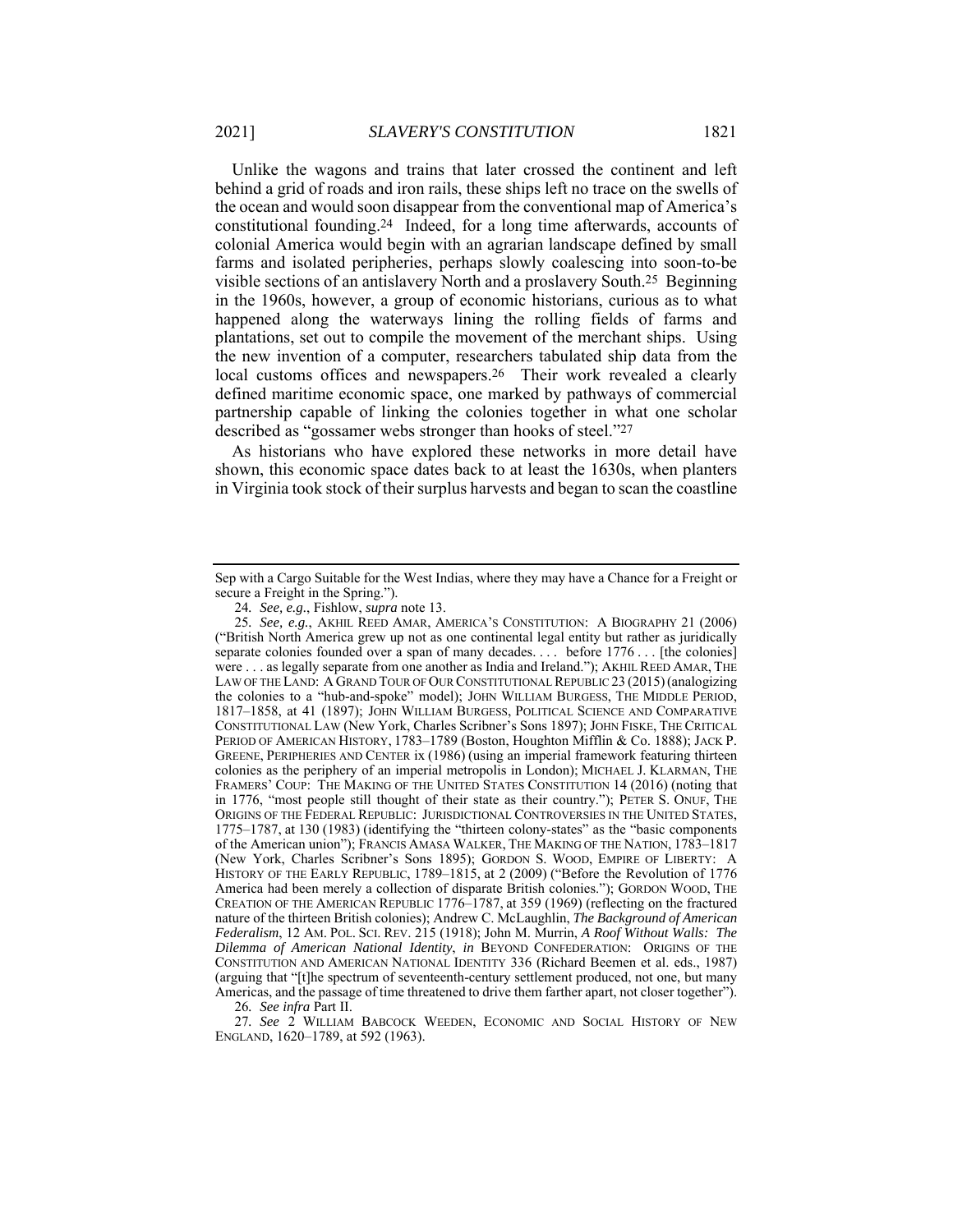Unlike the wagons and trains that later crossed the continent and left behind a grid of roads and iron rails, these ships left no trace on the swells of the ocean and would soon disappear from the conventional map of America's constitutional founding.[24] Indeed, for a long time afterwards, accounts of colonial America would begin with an agrarian landscape defined by small farms and isolated peripheries, perhaps slowly coalescing into soon-to-be visible sections of an antislavery North and a proslavery South.[25] Beginning in the 1960s, however, a group of economic historians, curious as to what happened along the waterways lining the rolling fields of farms and plantations, set out to compile the movement of the merchant ships. Using the new invention of a computer, researchers tabulated ship data from the local customs offices and newspapers.[26] Their work revealed a clearly defined maritime economic space, one marked by pathways of commercial partnership capable of linking the colonies together in what one scholar described as "gossamer webs stronger than hooks of steel."[27]

As historians who have explored these networks in more detail have shown, this economic space dates back to at least the 1630s, when planters in Virginia took stock of their surplus harvests and began to scan the coastline

---

Sep with a Cargo Suitable for the West Indias, where they may have a Chance for a Freight or secure a Freight in the Spring.").

24. *See, e.g.*, Fishlow, *supra* note 13.

25. *See, e.g.*, AKHIL REED AMAR, AMERICA'S CONSTITUTION: A BIOGRAPHY 21 (2006) ("British North America grew up not as one continental legal entity but rather as juridically separate colonies founded over a span of many decades. . . . before 1776 . . . [the colonies] were . . . as legally separate from one another as India and Ireland."); AKHIL REED AMAR, THE LAW OF THE LAND: A GRAND TOUR OF OUR CONSTITUTIONAL REPUBLIC 23 (2015) (analogizing the colonies to a "hub-and-spoke" model); JOHN WILLIAM BURGESS, THE MIDDLE PERIOD, 1817–1858, at 41 (1897); JOHN WILLIAM BURGESS, POLITICAL SCIENCE AND COMPARATIVE CONSTITUTIONAL LAW (New York, Charles Scribner's Sons 1897); JOHN FISKE, THE CRITICAL PERIOD OF AMERICAN HISTORY, 1783–1789 (Boston, Houghton Mifflin & Co. 1888); JACK P. GREENE, PERIPHERIES AND CENTER ix (1986) (using an imperial framework featuring thirteen colonies as the periphery of an imperial metropolis in London); MICHAEL J. KLARMAN, THE FRAMERS' COUP: THE MAKING OF THE UNITED STATES CONSTITUTION 14 (2016) (noting that in 1776, "most people still thought of their state as their country."); PETER S. ONUF, THE ORIGINS OF THE FEDERAL REPUBLIC: JURISDICTIONAL CONTROVERSIES IN THE UNITED STATES, 1775–1787, at 130 (1983) (identifying the "thirteen colony-states" as the "basic components of the American union"); FRANCIS AMASA WALKER, THE MAKING OF THE NATION, 1783–1817 (New York, Charles Scribner's Sons 1895); GORDON S. WOOD, EMPIRE OF LIBERTY: A HISTORY OF THE EARLY REPUBLIC, 1789–1815, at 2 (2009) ("Before the Revolution of 1776 America had been merely a collection of disparate British colonies."); GORDON WOOD, THE CREATION OF THE AMERICAN REPUBLIC 1776–1787, at 359 (1969) (reflecting on the fractured nature of the thirteen British colonies); Andrew C. McLaughlin, *The Background of American Federalism*, 12 AM. POL. SCI. REV. 215 (1918); John M. Murrin, *A Roof Without Walls: The Dilemma of American National Identity*, *in* BEYOND CONFEDERATION: ORIGINS OF THE CONSTITUTION AND AMERICAN NATIONAL IDENTITY 336 (Richard Beemen et al. eds., 1987) (arguing that "[t]he spectrum of seventeenth-century settlement produced, not one, but many Americas, and the passage of time threatened to drive them farther apart, not closer together").

26. *See infra* Part II.

27. *See* 2 WILLIAM BABCOCK WEEDEN, ECONOMIC AND SOCIAL HISTORY OF NEW ENGLAND, 1620–1789, at 592 (1963).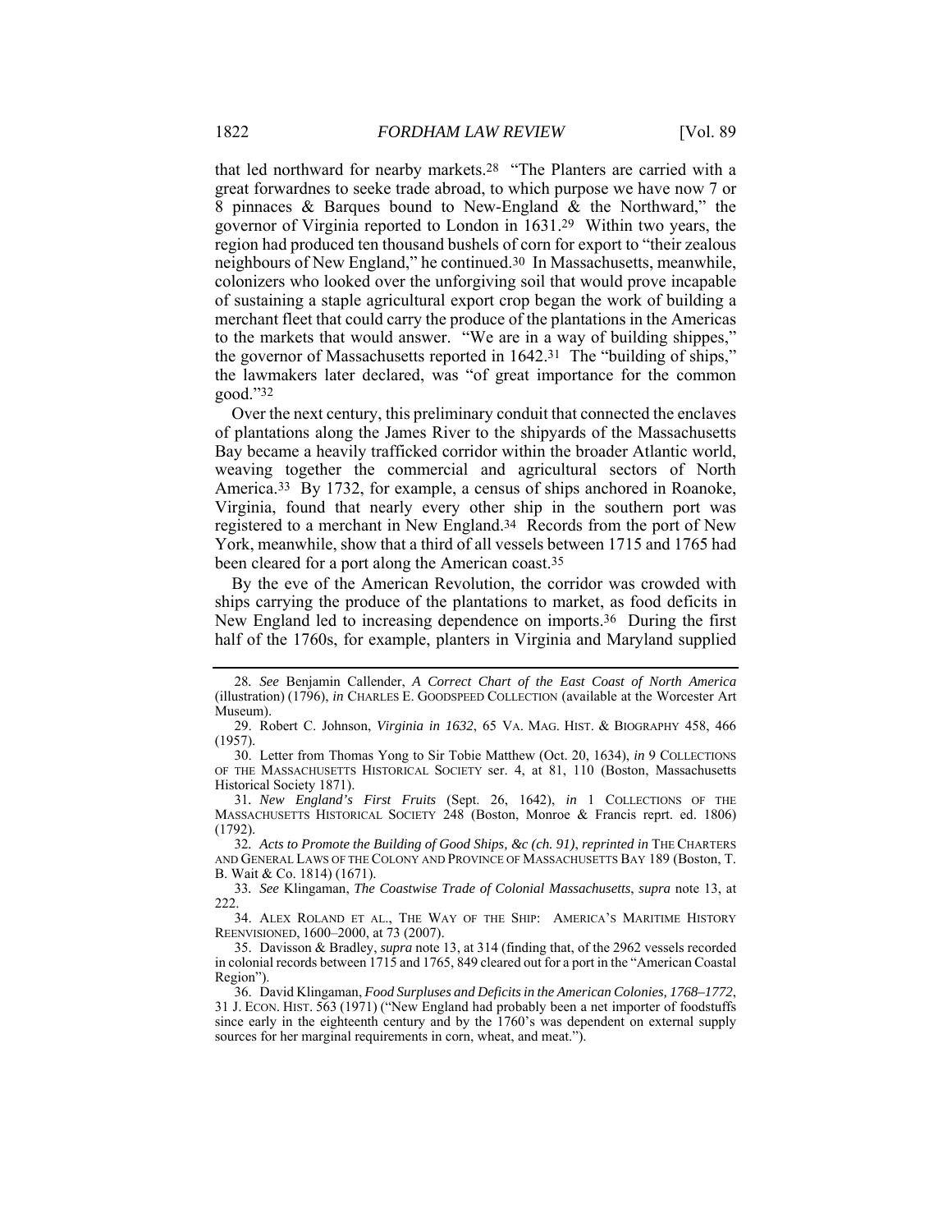that led northward for nearby markets.[28] "The Planters are carried with a great forwardnes to seeke trade abroad, to which purpose we have now 7 or 8 pinnaces & Barques bound to New-England & the Northward," the governor of Virginia reported to London in 1631.[29] Within two years, the region had produced ten thousand bushels of corn for export to "their zealous neighbours of New England," he continued.[30] In Massachusetts, meanwhile, colonizers who looked over the unforgiving soil that would prove incapable of sustaining a staple agricultural export crop began the work of building a merchant fleet that could carry the produce of the plantations in the Americas to the markets that would answer. "We are in a way of building shippes," the governor of Massachusetts reported in 1642.[31] The "building of ships," the lawmakers later declared, was "of great importance for the common good."[32]

Over the next century, this preliminary conduit that connected the enclaves of plantations along the James River to the shipyards of the Massachusetts Bay became a heavily trafficked corridor within the broader Atlantic world, weaving together the commercial and agricultural sectors of North America.[33] By 1732, for example, a census of ships anchored in Roanoke, Virginia, found that nearly every other ship in the southern port was registered to a merchant in New England.[34] Records from the port of New York, meanwhile, show that a third of all vessels between 1715 and 1765 had been cleared for a port along the American coast.[35]

By the eve of the American Revolution, the corridor was crowded with ships carrying the produce of the plantations to market, as food deficits in New England led to increasing dependence on imports.[36] During the first half of the 1760s, for example, planters in Virginia and Maryland supplied

---

28. *See* Benjamin Callender, *A Correct Chart of the East Coast of North America* (illustration) (1796), *in* CHARLES E. GOODSPEED COLLECTION (available at the Worcester Art Museum).

29. Robert C. Johnson, *Virginia in 1632*, 65 VA. MAG. HIST. & BIOGRAPHY 458, 466 (1957).

30. Letter from Thomas Yong to Sir Tobie Matthew (Oct. 20, 1634), *in* 9 COLLECTIONS OF THE MASSACHUSETTS HISTORICAL SOCIETY ser. 4, at 81, 110 (Boston, Massachusetts Historical Society 1871).

31. *New England's First Fruits* (Sept. 26, 1642), *in* 1 COLLECTIONS OF THE MASSACHUSETTS HISTORICAL SOCIETY 248 (Boston, Monroe & Francis reprt. ed. 1806) (1792).

32. *Acts to Promote the Building of Good Ships, &c (ch. 91)*, *reprinted in* THE CHARTERS AND GENERAL LAWS OF THE COLONY AND PROVINCE OF MASSACHUSETTS BAY 189 (Boston, T. B. Wait & Co. 1814) (1671).

33. *See* Klingaman, *The Coastwise Trade of Colonial Massachusetts*, *supra* note 13, at 222.

34. ALEX ROLAND ET AL., THE WAY OF THE SHIP: AMERICA'S MARITIME HISTORY REENVISIONED, 1600–2000, at 73 (2007).

35. Davisson & Bradley, *supra* note 13, at 314 (finding that, of the 2962 vessels recorded in colonial records between 1715 and 1765, 849 cleared out for a port in the "American Coastal Region").

36. David Klingaman, *Food Surpluses and Deficits in the American Colonies, 1768–1772*, 31 J. ECON. HIST. 563 (1971) ("New England had probably been a net importer of foodstuffs since early in the eighteenth century and by the 1760's was dependent on external supply sources for her marginal requirements in corn, wheat, and meat.").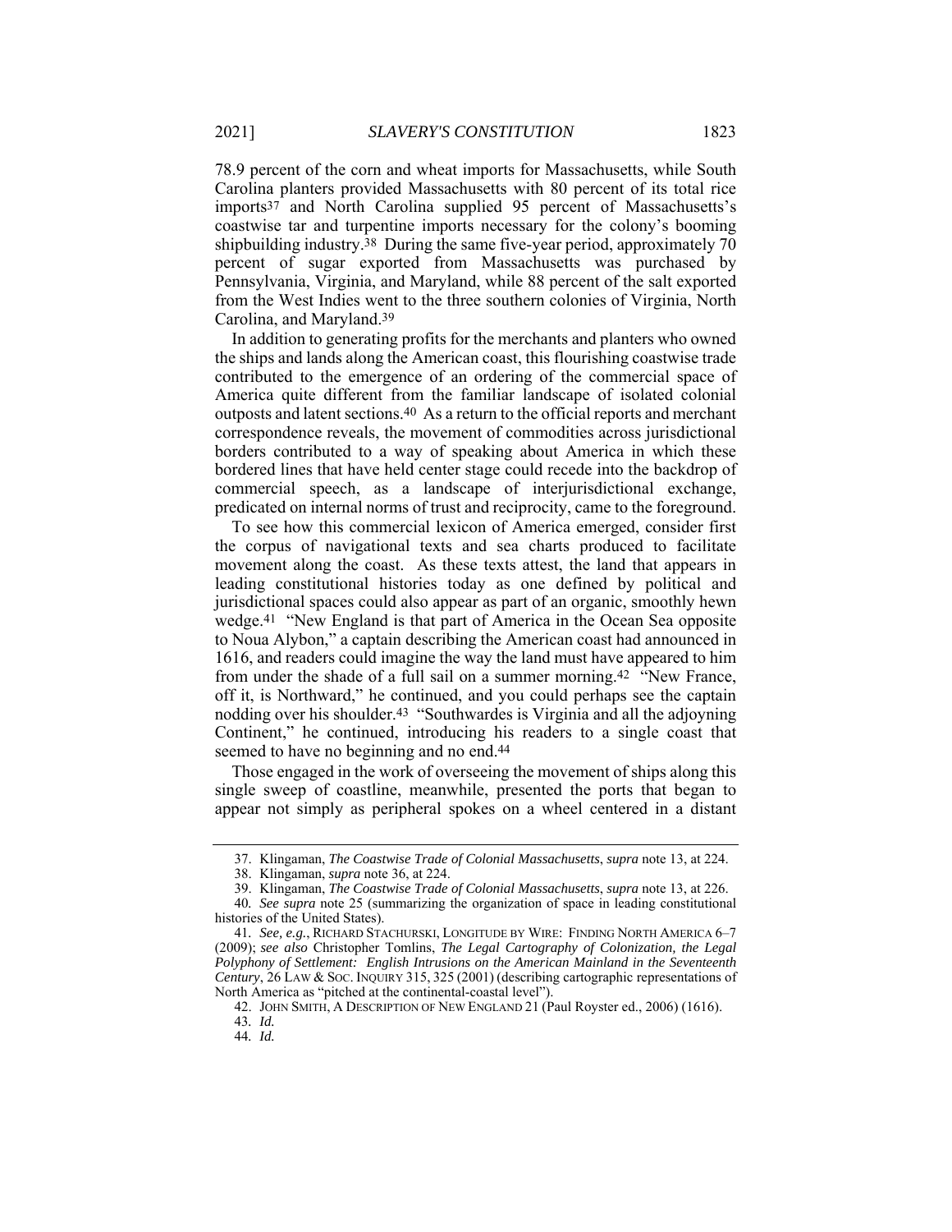78.9 percent of the corn and wheat imports for Massachusetts, while South Carolina planters provided Massachusetts with 80 percent of its total rice imports[37] and North Carolina supplied 95 percent of Massachusetts's coastwise tar and turpentine imports necessary for the colony's booming shipbuilding industry.[38] During the same five-year period, approximately 70 percent of sugar exported from Massachusetts was purchased by Pennsylvania, Virginia, and Maryland, while 88 percent of the salt exported from the West Indies went to the three southern colonies of Virginia, North Carolina, and Maryland.[39]

In addition to generating profits for the merchants and planters who owned the ships and lands along the American coast, this flourishing coastwise trade contributed to the emergence of an ordering of the commercial space of America quite different from the familiar landscape of isolated colonial outposts and latent sections.[40] As a return to the official reports and merchant correspondence reveals, the movement of commodities across jurisdictional borders contributed to a way of speaking about America in which these bordered lines that have held center stage could recede into the backdrop of commercial speech, as a landscape of interjurisdictional exchange, predicated on internal norms of trust and reciprocity, came to the foreground.

To see how this commercial lexicon of America emerged, consider first the corpus of navigational texts and sea charts produced to facilitate movement along the coast. As these texts attest, the land that appears in leading constitutional histories today as one defined by political and jurisdictional spaces could also appear as part of an organic, smoothly hewn wedge.[41] "New England is that part of America in the Ocean Sea opposite to Noua Alybon," a captain describing the American coast had announced in 1616, and readers could imagine the way the land must have appeared to him from under the shade of a full sail on a summer morning.[42] "New France, off it, is Northward," he continued, and you could perhaps see the captain nodding over his shoulder.[43] "Southwardes is Virginia and all the adjoyning Continent," he continued, introducing his readers to a single coast that seemed to have no beginning and no end.[44]

Those engaged in the work of overseeing the movement of ships along this single sweep of coastline, meanwhile, presented the ports that began to appear not simply as peripheral spokes on a wheel centered in a distant

---

37. Klingaman, *The Coastwise Trade of Colonial Massachusetts*, *supra* note 13, at 224.

38. Klingaman, *supra* note 36, at 224.

39. Klingaman, *The Coastwise Trade of Colonial Massachusetts*, *supra* note 13, at 226.

40. *See supra* note 25 (summarizing the organization of space in leading constitutional histories of the United States).

41. *See, e.g.*, RICHARD STACHURSKI, LONGITUDE BY WIRE: FINDING NORTH AMERICA 6–7 (2009); *see also* Christopher Tomlins, *The Legal Cartography of Colonization, the Legal Polyphony of Settlement: English Intrusions on the American Mainland in the Seventeenth Century*, 26 LAW & SOC. INQUIRY 315, 325 (2001) (describing cartographic representations of North America as "pitched at the continental-coastal level").

42. JOHN SMITH, A DESCRIPTION OF NEW ENGLAND 21 (Paul Royster ed., 2006) (1616).

43. *Id.*

44. *Id.*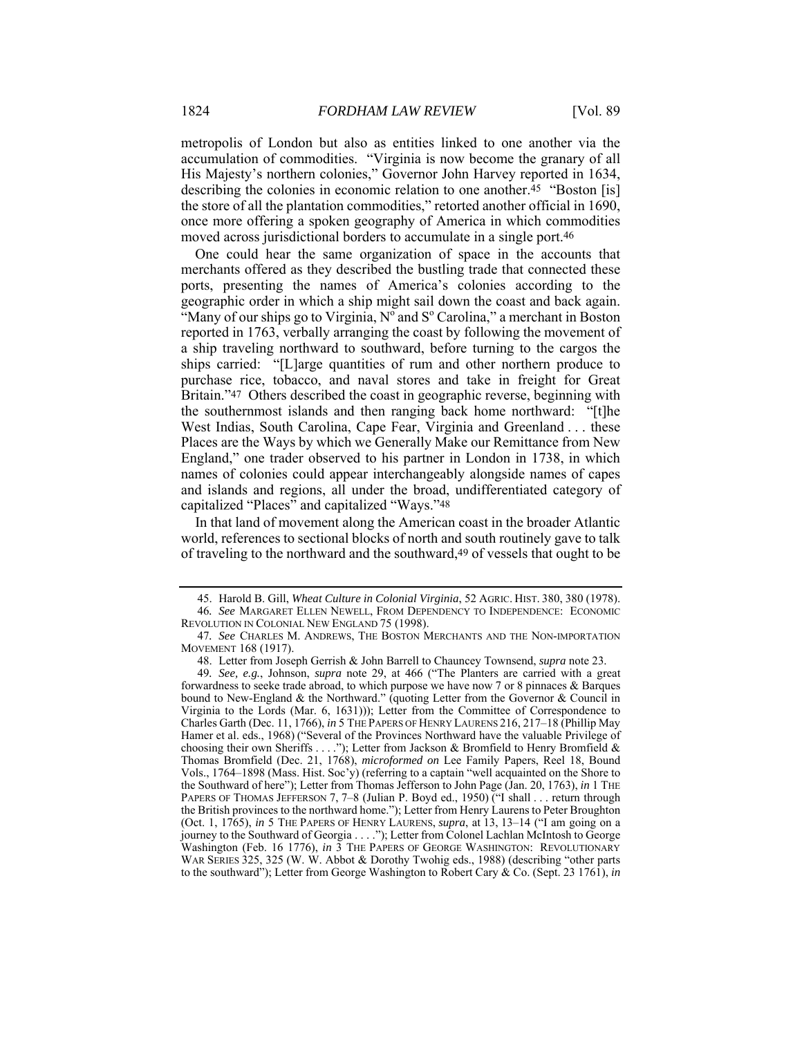metropolis of London but also as entities linked to one another via the accumulation of commodities. "Virginia is now become the granary of all His Majesty's northern colonies," Governor John Harvey reported in 1634, describing the colonies in economic relation to one another.[45] "Boston [is] the store of all the plantation commodities," retorted another official in 1690, once more offering a spoken geography of America in which commodities moved across jurisdictional borders to accumulate in a single port.[46]

One could hear the same organization of space in the accounts that merchants offered as they described the bustling trade that connected these ports, presenting the names of America's colonies according to the geographic order in which a ship might sail down the coast and back again. "Many of our ships go to Virginia, N° and S° Carolina," a merchant in Boston reported in 1763, verbally arranging the coast by following the movement of a ship traveling northward to southward, before turning to the cargos the ships carried: "[L]arge quantities of rum and other northern produce to purchase rice, tobacco, and naval stores and take in freight for Great Britain."[47] Others described the coast in geographic reverse, beginning with the southernmost islands and then ranging back home northward: "[t]he West Indias, South Carolina, Cape Fear, Virginia and Greenland . . . these Places are the Ways by which we Generally Make our Remittance from New England," one trader observed to his partner in London in 1738, in which names of colonies could appear interchangeably alongside names of capes and islands and regions, all under the broad, undifferentiated category of capitalized "Places" and capitalized "Ways."[48]

In that land of movement along the American coast in the broader Atlantic world, references to sectional blocks of north and south routinely gave to talk of traveling to the northward and the southward,[49] of vessels that ought to be

---

45. Harold B. Gill, *Wheat Culture in Colonial Virginia*, 52 AGRIC. HIST. 380, 380 (1978).

46. *See* MARGARET ELLEN NEWELL, FROM DEPENDENCY TO INDEPENDENCE: ECONOMIC REVOLUTION IN COLONIAL NEW ENGLAND 75 (1998).

47. *See* CHARLES M. ANDREWS, THE BOSTON MERCHANTS AND THE NON-IMPORTATION MOVEMENT 168 (1917).

48. Letter from Joseph Gerrish & John Barrell to Chauncey Townsend, *supra* note 23.

49. *See, e.g.*, Johnson, *supra* note 29, at 466 ("The Planters are carried with a great forwardness to seeke trade abroad, to which purpose we have now 7 or 8 pinnaces & Barques bound to New-England & the Northward." (quoting Letter from the Governor & Council in Virginia to the Lords (Mar. 6, 1631))); Letter from the Committee of Correspondence to Charles Garth (Dec. 11, 1766), *in* 5 THE PAPERS OF HENRY LAURENS 216, 217–18 (Phillip May Hamer et al. eds., 1968) ("Several of the Provinces Northward have the valuable Privilege of choosing their own Sheriffs . . . ."); Letter from Jackson & Bromfield to Henry Bromfield & Thomas Bromfield (Dec. 21, 1768), *microformed on* Lee Family Papers, Reel 18, Bound Vols., 1764–1898 (Mass. Hist. Soc'y) (referring to a captain "well acquainted on the Shore to the Southward of here"); Letter from Thomas Jefferson to John Page (Jan. 20, 1763), *in* 1 THE PAPERS OF THOMAS JEFFERSON 7, 7–8 (Julian P. Boyd ed., 1950) ("I shall . . . return through the British provinces to the northward home."); Letter from Henry Laurens to Peter Broughton (Oct. 1, 1765), *in* 5 THE PAPERS OF HENRY LAURENS, *supra*, at 13, 13–14 ("I am going on a journey to the Southward of Georgia . . . ."); Letter from Colonel Lachlan McIntosh to George Washington (Feb. 16 1776), *in* 3 THE PAPERS OF GEORGE WASHINGTON: REVOLUTIONARY WAR SERIES 325, 325 (W. W. Abbot & Dorothy Twohig eds., 1988) (describing "other parts to the southward"); Letter from George Washington to Robert Cary & Co. (Sept. 23 1761), *in*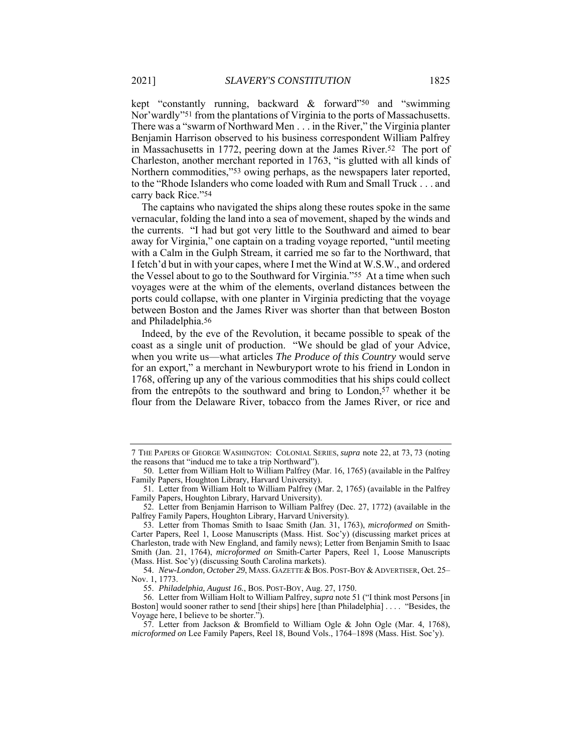kept "constantly running, backward & forward"[50] and "swimming Nor'wardly"[51] from the plantations of Virginia to the ports of Massachusetts. There was a "swarm of Northward Men . . . in the River," the Virginia planter Benjamin Harrison observed to his business correspondent William Palfrey in Massachusetts in 1772, peering down at the James River.[52] The port of Charleston, another merchant reported in 1763, "is glutted with all kinds of Northern commodities,"[53] owing perhaps, as the newspapers later reported, to the "Rhode Islanders who come loaded with Rum and Small Truck . . . and carry back Rice."[54]

The captains who navigated the ships along these routes spoke in the same vernacular, folding the land into a sea of movement, shaped by the winds and the currents. "I had but got very little to the Southward and aimed to bear away for Virginia," one captain on a trading voyage reported, "until meeting with a Calm in the Gulph Stream, it carried me so far to the Northward, that I fetch'd but in with your capes, where I met the Wind at W.S.W., and ordered the Vessel about to go to the Southward for Virginia."[55] At a time when such voyages were at the whim of the elements, overland distances between the ports could collapse, with one planter in Virginia predicting that the voyage between Boston and the James River was shorter than that between Boston and Philadelphia.[56]

Indeed, by the eve of the Revolution, it became possible to speak of the coast as a single unit of production. "We should be glad of your Advice, when you write us—what articles *The Produce of this Country* would serve for an export," a merchant in Newburyport wrote to his friend in London in 1768, offering up any of the various commodities that his ships could collect from the entrepôts to the southward and bring to London,[57] whether it be flour from the Delaware River, tobacco from the James River, or rice and

---

7 THE PAPERS OF GEORGE WASHINGTON: COLONIAL SERIES, *supra* note 22, at 73, 73 (noting the reasons that "inducd me to take a trip Northward").

50. Letter from William Holt to William Palfrey (Mar. 16, 1765) (available in the Palfrey Family Papers, Houghton Library, Harvard University).

51. Letter from William Holt to William Palfrey (Mar. 2, 1765) (available in the Palfrey Family Papers, Houghton Library, Harvard University).

52. Letter from Benjamin Harrison to William Palfrey (Dec. 27, 1772) (available in the Palfrey Family Papers, Houghton Library, Harvard University).

53. Letter from Thomas Smith to Isaac Smith (Jan. 31, 1763), *microformed on* Smith-Carter Papers, Reel 1, Loose Manuscripts (Mass. Hist. Soc'y) (discussing market prices at Charleston, trade with New England, and family news); Letter from Benjamin Smith to Isaac Smith (Jan. 21, 1764), *microformed on* Smith-Carter Papers, Reel 1, Loose Manuscripts (Mass. Hist. Soc'y) (discussing South Carolina markets).

54. *New-London, October 29*, MASS. GAZETTE & BOS. POST-BOY & ADVERTISER, Oct. 25–Nov. 1, 1773.

55. *Philadelphia, August 16.*, BOS. POST-BOY, Aug. 27, 1750.

56. Letter from William Holt to William Palfrey, *supra* note 51 ("I think most Persons [in Boston] would sooner rather to send [their ships] here [than Philadelphia] . . . . "Besides, the Voyage here, I believe to be shorter.").

57. Letter from Jackson & Bromfield to William Ogle & John Ogle (Mar. 4, 1768), *microformed on* Lee Family Papers, Reel 18, Bound Vols., 1764–1898 (Mass. Hist. Soc'y).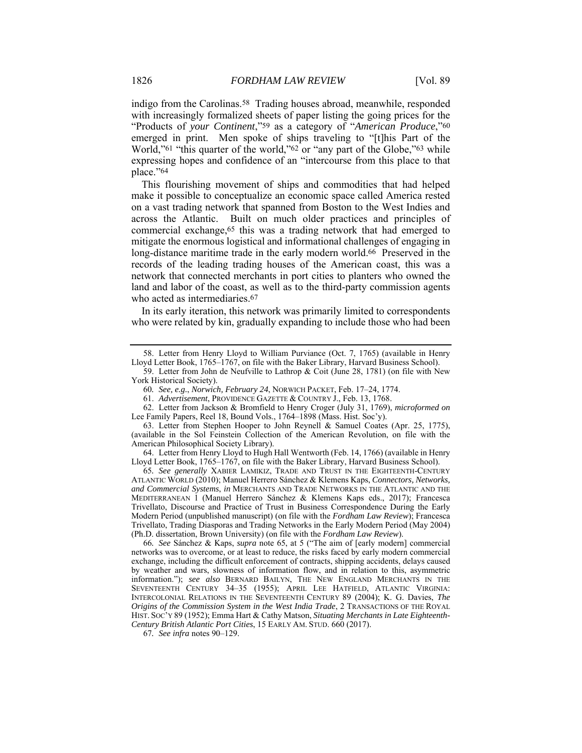indigo from the Carolinas.[58] Trading houses abroad, meanwhile, responded with increasingly formalized sheets of paper listing the going prices for the "Products of *your Continent*,"[59] as a category of "*American Produce*,"[60] emerged in print. Men spoke of ships traveling to "[t]his Part of the World,"[61] "this quarter of the world,"[62] or "any part of the Globe,"[63] while expressing hopes and confidence of an "intercourse from this place to that place."[64]

This flourishing movement of ships and commodities that had helped make it possible to conceptualize an economic space called America rested on a vast trading network that spanned from Boston to the West Indies and across the Atlantic. Built on much older practices and principles of commercial exchange,[65] this was a trading network that had emerged to mitigate the enormous logistical and informational challenges of engaging in long-distance maritime trade in the early modern world.[66] Preserved in the records of the leading trading houses of the American coast, this was a network that connected merchants in port cities to planters who owned the land and labor of the coast, as well as to the third-party commission agents who acted as intermediaries.[67]

In its early iteration, this network was primarily limited to correspondents who were related by kin, gradually expanding to include those who had been

---

58. Letter from Henry Lloyd to William Purviance (Oct. 7, 1765) (available in Henry Lloyd Letter Book, 1765–1767, on file with the Baker Library, Harvard Business School).

59. Letter from John de Neufville to Lathrop & Coit (June 28, 1781) (on file with New York Historical Society).

60. *See, e.g.*, *Norwich, February 24*, NORWICH PACKET, Feb. 17–24, 1774.

61. *Advertisement*, PROVIDENCE GAZETTE & COUNTRY J., Feb. 13, 1768.

62. Letter from Jackson & Bromfield to Henry Croger (July 31, 1769), *microformed on* Lee Family Papers, Reel 18, Bound Vols., 1764–1898 (Mass. Hist. Soc'y).

63. Letter from Stephen Hooper to John Reynell & Samuel Coates (Apr. 25, 1775), (available in the Sol Feinstein Collection of the American Revolution, on file with the American Philosophical Society Library).

64. Letter from Henry Lloyd to Hugh Hall Wentworth (Feb. 14, 1766) (available in Henry Lloyd Letter Book, 1765–1767, on file with the Baker Library, Harvard Business School).

65. *See generally* XABIER LAMIKIZ, TRADE AND TRUST IN THE EIGHTEENTH-CENTURY ATLANTIC WORLD (2010); Manuel Herrero Sánchez & Klemens Kaps, *Connectors, Networks, and Commercial Systems*, *in* MERCHANTS AND TRADE NETWORKS IN THE ATLANTIC AND THE MEDITERRANEAN 1 (Manuel Herrero Sánchez & Klemens Kaps eds., 2017); Francesca Trivellato, Discourse and Practice of Trust in Business Correspondence During the Early Modern Period (unpublished manuscript) (on file with the *Fordham Law Review*); Francesca Trivellato, Trading Diasporas and Trading Networks in the Early Modern Period (May 2004) (Ph.D. dissertation, Brown University) (on file with the *Fordham Law Review*).

66. *See* Sánchez & Kaps, *supra* note 65, at 5 ("The aim of [early modern] commercial networks was to overcome, or at least to reduce, the risks faced by early modern commercial exchange, including the difficult enforcement of contracts, shipping accidents, delays caused by weather and wars, slowness of information flow, and in relation to this, asymmetric information."); *see also* BERNARD BAILYN, THE NEW ENGLAND MERCHANTS IN THE SEVENTEENTH CENTURY 34–35 (1955); APRIL LEE HATFIELD, ATLANTIC VIRGINIA: INTERCOLONIAL RELATIONS IN THE SEVENTEENTH CENTURY 89 (2004); K. G. Davies, *The Origins of the Commission System in the West India Trade*, 2 TRANSACTIONS OF THE ROYAL HIST. SOC'Y 89 (1952); Emma Hart & Cathy Matson, *Situating Merchants in Late Eighteenth-Century British Atlantic Port Cities*, 15 EARLY AM. STUD. 660 (2017).

67. *See infra* notes 90–129.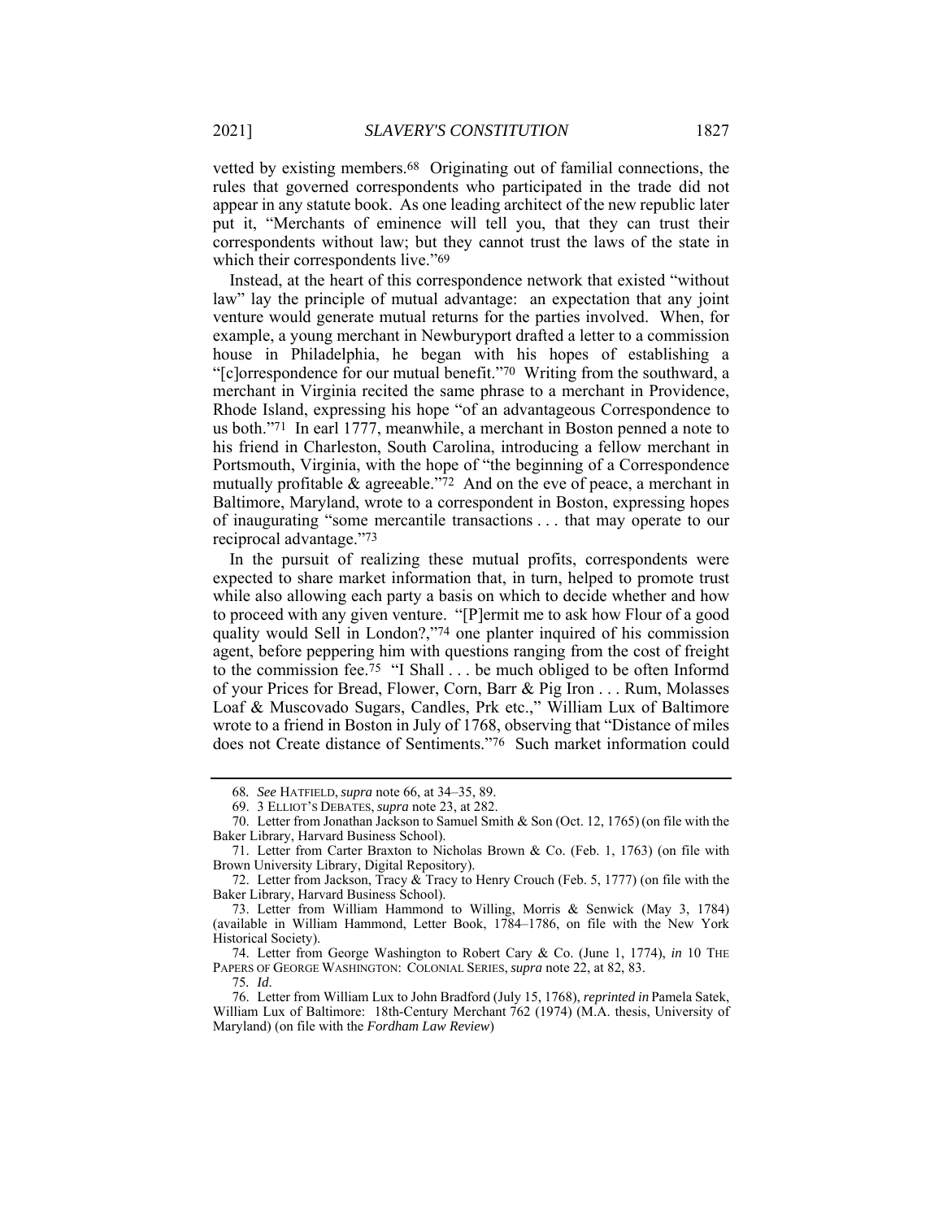vetted by existing members.[68] Originating out of familial connections, the rules that governed correspondents who participated in the trade did not appear in any statute book. As one leading architect of the new republic later put it, "Merchants of eminence will tell you, that they can trust their correspondents without law; but they cannot trust the laws of the state in which their correspondents live."[69]

Instead, at the heart of this correspondence network that existed "without law" lay the principle of mutual advantage: an expectation that any joint venture would generate mutual returns for the parties involved. When, for example, a young merchant in Newburyport drafted a letter to a commission house in Philadelphia, he began with his hopes of establishing a "[c]orrespondence for our mutual benefit."[70] Writing from the southward, a merchant in Virginia recited the same phrase to a merchant in Providence, Rhode Island, expressing his hope "of an advantageous Correspondence to us both."[71] In earl 1777, meanwhile, a merchant in Boston penned a note to his friend in Charleston, South Carolina, introducing a fellow merchant in Portsmouth, Virginia, with the hope of "the beginning of a Correspondence mutually profitable & agreeable."[72] And on the eve of peace, a merchant in Baltimore, Maryland, wrote to a correspondent in Boston, expressing hopes of inaugurating "some mercantile transactions . . . that may operate to our reciprocal advantage."[73]

In the pursuit of realizing these mutual profits, correspondents were expected to share market information that, in turn, helped to promote trust while also allowing each party a basis on which to decide whether and how to proceed with any given venture. "[P]ermit me to ask how Flour of a good quality would Sell in London?,"[74] one planter inquired of his commission agent, before peppering him with questions ranging from the cost of freight to the commission fee.[75] "I Shall . . . be much obliged to be often Informd of your Prices for Bread, Flower, Corn, Barr & Pig Iron . . . Rum, Molasses Loaf & Muscovado Sugars, Candles, Prk etc.," William Lux of Baltimore wrote to a friend in Boston in July of 1768, observing that "Distance of miles does not Create distance of Sentiments."[76] Such market information could

---

68. *See* HATFIELD, *supra* note 66, at 34–35, 89.

69. 3 ELLIOT'S DEBATES, *supra* note 23, at 282.

70. Letter from Jonathan Jackson to Samuel Smith & Son (Oct. 12, 1765) (on file with the Baker Library, Harvard Business School).

71. Letter from Carter Braxton to Nicholas Brown & Co. (Feb. 1, 1763) (on file with Brown University Library, Digital Repository).

72. Letter from Jackson, Tracy & Tracy to Henry Crouch (Feb. 5, 1777) (on file with the Baker Library, Harvard Business School).

73. Letter from William Hammond to Willing, Morris & Senwick (May 3, 1784) (available in William Hammond, Letter Book, 1784–1786, on file with the New York Historical Society).

74. Letter from George Washington to Robert Cary & Co. (June 1, 1774), *in* 10 THE PAPERS OF GEORGE WASHINGTON: COLONIAL SERIES, *supra* note 22, at 82, 83.

75. *Id*.

76. Letter from William Lux to John Bradford (July 15, 1768), *reprinted in* Pamela Satek, William Lux of Baltimore: 18th-Century Merchant 762 (1974) (M.A. thesis, University of Maryland) (on file with the *Fordham Law Review*)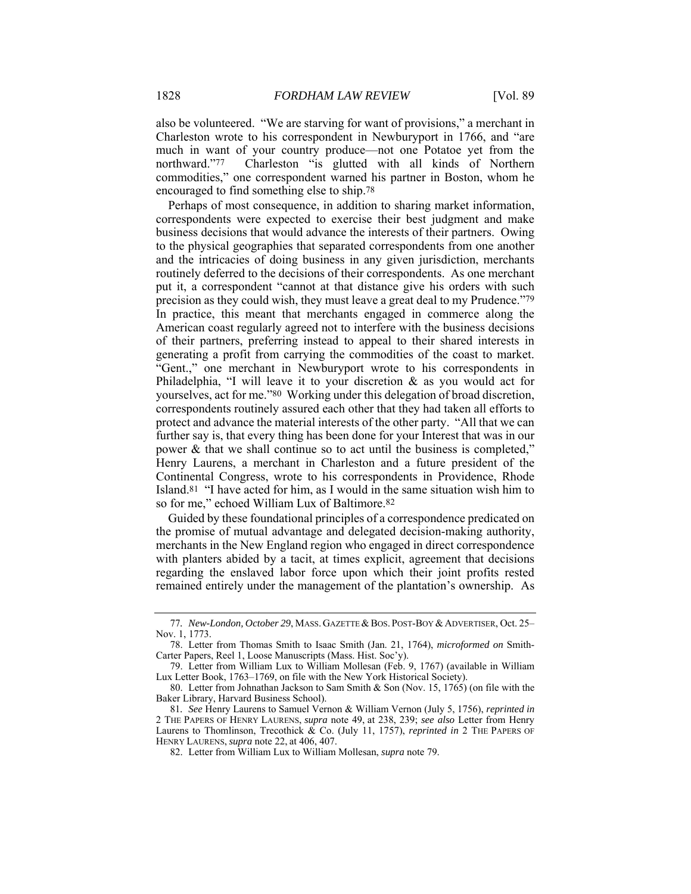also be volunteered. "We are starving for want of provisions," a merchant in Charleston wrote to his correspondent in Newburyport in 1766, and "are much in want of your country produce—not one Potatoe yet from the northward."[77] Charleston "is glutted with all kinds of Northern commodities," one correspondent warned his partner in Boston, whom he encouraged to find something else to ship.[78]

Perhaps of most consequence, in addition to sharing market information, correspondents were expected to exercise their best judgment and make business decisions that would advance the interests of their partners. Owing to the physical geographies that separated correspondents from one another and the intricacies of doing business in any given jurisdiction, merchants routinely deferred to the decisions of their correspondents. As one merchant put it, a correspondent "cannot at that distance give his orders with such precision as they could wish, they must leave a great deal to my Prudence."[79] In practice, this meant that merchants engaged in commerce along the American coast regularly agreed not to interfere with the business decisions of their partners, preferring instead to appeal to their shared interests in generating a profit from carrying the commodities of the coast to market. "Gent.," one merchant in Newburyport wrote to his correspondents in Philadelphia, "I will leave it to your discretion & as you would act for yourselves, act for me."[80] Working under this delegation of broad discretion, correspondents routinely assured each other that they had taken all efforts to protect and advance the material interests of the other party. "All that we can further say is, that every thing has been done for your Interest that was in our power & that we shall continue so to act until the business is completed," Henry Laurens, a merchant in Charleston and a future president of the Continental Congress, wrote to his correspondents in Providence, Rhode Island.[81] "I have acted for him, as I would in the same situation wish him to so for me," echoed William Lux of Baltimore.[82]

Guided by these foundational principles of a correspondence predicated on the promise of mutual advantage and delegated decision-making authority, merchants in the New England region who engaged in direct correspondence with planters abided by a tacit, at times explicit, agreement that decisions regarding the enslaved labor force upon which their joint profits rested remained entirely under the management of the plantation's ownership. As

---

77. *New-London, October 29*, MASS. GAZETTE & BOS. POST-BOY & ADVERTISER, Oct. 25–Nov. 1, 1773.

78. Letter from Thomas Smith to Isaac Smith (Jan. 21, 1764), *microformed on* Smith-Carter Papers, Reel 1, Loose Manuscripts (Mass. Hist. Soc'y).

79. Letter from William Lux to William Mollesan (Feb. 9, 1767) (available in William Lux Letter Book, 1763–1769, on file with the New York Historical Society).

80. Letter from Johnathan Jackson to Sam Smith & Son (Nov. 15, 1765) (on file with the Baker Library, Harvard Business School).

81. *See* Henry Laurens to Samuel Vernon & William Vernon (July 5, 1756), *reprinted in* 2 THE PAPERS OF HENRY LAURENS, *supra* note 49, at 238, 239; *see also* Letter from Henry Laurens to Thomlinson, Trecothick & Co. (July 11, 1757), *reprinted in* 2 THE PAPERS OF HENRY LAURENS, *supra* note 22, at 406, 407.

82. Letter from William Lux to William Mollesan, *supra* note 79.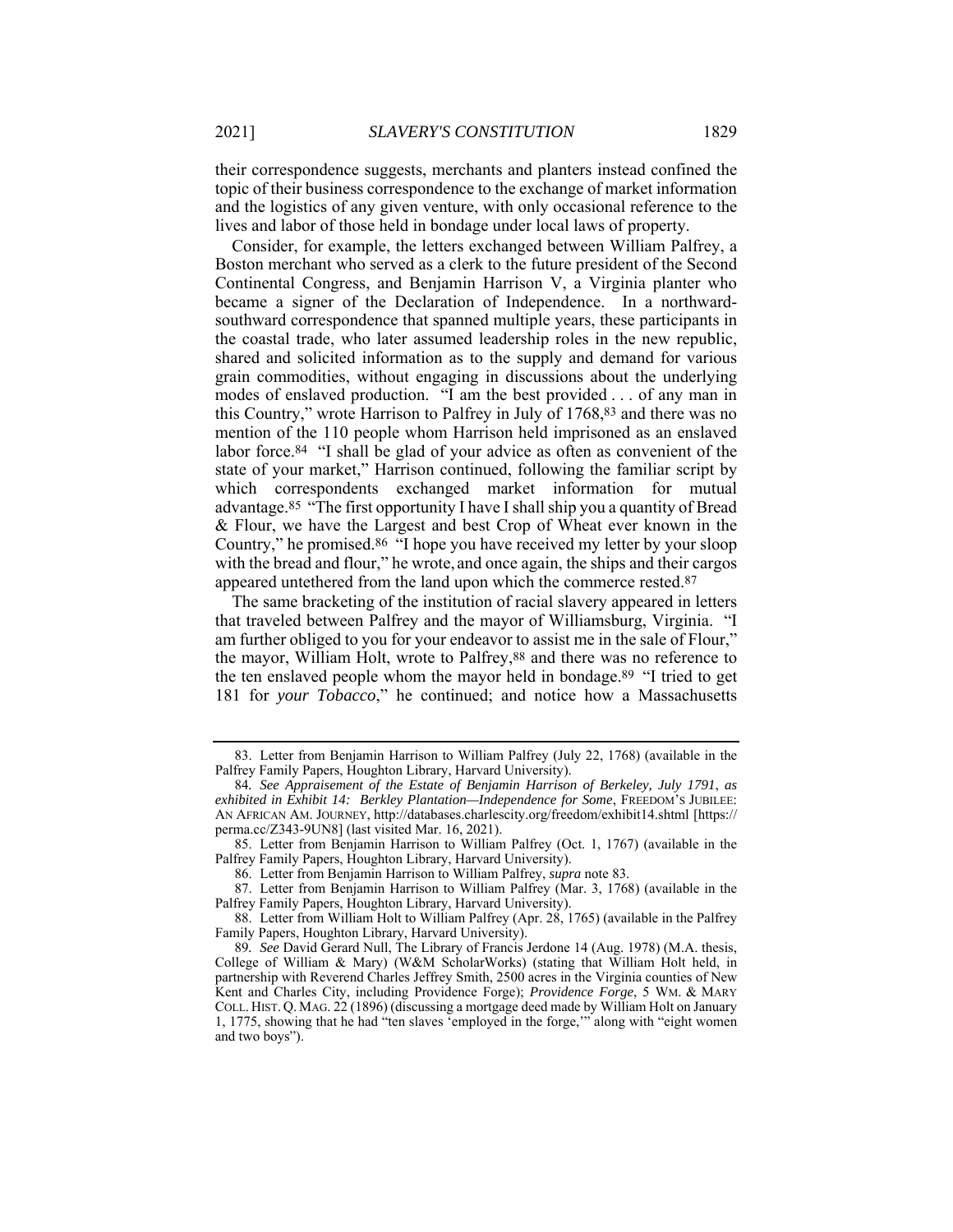their correspondence suggests, merchants and planters instead confined the topic of their business correspondence to the exchange of market information and the logistics of any given venture, with only occasional reference to the lives and labor of those held in bondage under local laws of property.

Consider, for example, the letters exchanged between William Palfrey, a Boston merchant who served as a clerk to the future president of the Second Continental Congress, and Benjamin Harrison V, a Virginia planter who became a signer of the Declaration of Independence. In a northward-southward correspondence that spanned multiple years, these participants in the coastal trade, who later assumed leadership roles in the new republic, shared and solicited information as to the supply and demand for various grain commodities, without engaging in discussions about the underlying modes of enslaved production. "I am the best provided . . . of any man in this Country," wrote Harrison to Palfrey in July of 1768,[83] and there was no mention of the 110 people whom Harrison held imprisoned as an enslaved labor force.[84] "I shall be glad of your advice as often as convenient of the state of your market," Harrison continued, following the familiar script by which correspondents exchanged market information for mutual advantage.[85] "The first opportunity I have I shall ship you a quantity of Bread & Flour, we have the Largest and best Crop of Wheat ever known in the Country," he promised.[86] "I hope you have received my letter by your sloop with the bread and flour," he wrote, and once again, the ships and their cargos appeared untethered from the land upon which the commerce rested.[87]

The same bracketing of the institution of racial slavery appeared in letters that traveled between Palfrey and the mayor of Williamsburg, Virginia. "I am further obliged to you for your endeavor to assist me in the sale of Flour," the mayor, William Holt, wrote to Palfrey,[88] and there was no reference to the ten enslaved people whom the mayor held in bondage.[89] "I tried to get 181 for *your Tobacco*," he continued; and notice how a Massachusetts

---

83. Letter from Benjamin Harrison to William Palfrey (July 22, 1768) (available in the Palfrey Family Papers, Houghton Library, Harvard University).

84. *See Appraisement of the Estate of Benjamin Harrison of Berkeley, July 1791*, *as exhibited in Exhibit 14: Berkley Plantation—Independence for Some*, FREEDOM'S JUBILEE: AN AFRICAN AM. JOURNEY, http://databases.charlescity.org/freedom/exhibit14.shtml [https://perma.cc/Z343-9UN8] (last visited Mar. 16, 2021).

85. Letter from Benjamin Harrison to William Palfrey (Oct. 1, 1767) (available in the Palfrey Family Papers, Houghton Library, Harvard University).

86. Letter from Benjamin Harrison to William Palfrey, *supra* note 83.

87. Letter from Benjamin Harrison to William Palfrey (Mar. 3, 1768) (available in the Palfrey Family Papers, Houghton Library, Harvard University).

88. Letter from William Holt to William Palfrey (Apr. 28, 1765) (available in the Palfrey Family Papers, Houghton Library, Harvard University).

89. *See* David Gerard Null, The Library of Francis Jerdone 14 (Aug. 1978) (M.A. thesis, College of William & Mary) (W&M ScholarWorks) (stating that William Holt held, in partnership with Reverend Charles Jeffrey Smith, 2500 acres in the Virginia counties of New Kent and Charles City, including Providence Forge); *Providence Forge*, 5 WM. & MARY COLL. HIST. Q. MAG. 22 (1896) (discussing a mortgage deed made by William Holt on January 1, 1775, showing that he had "ten slaves 'employed in the forge,'" along with "eight women and two boys").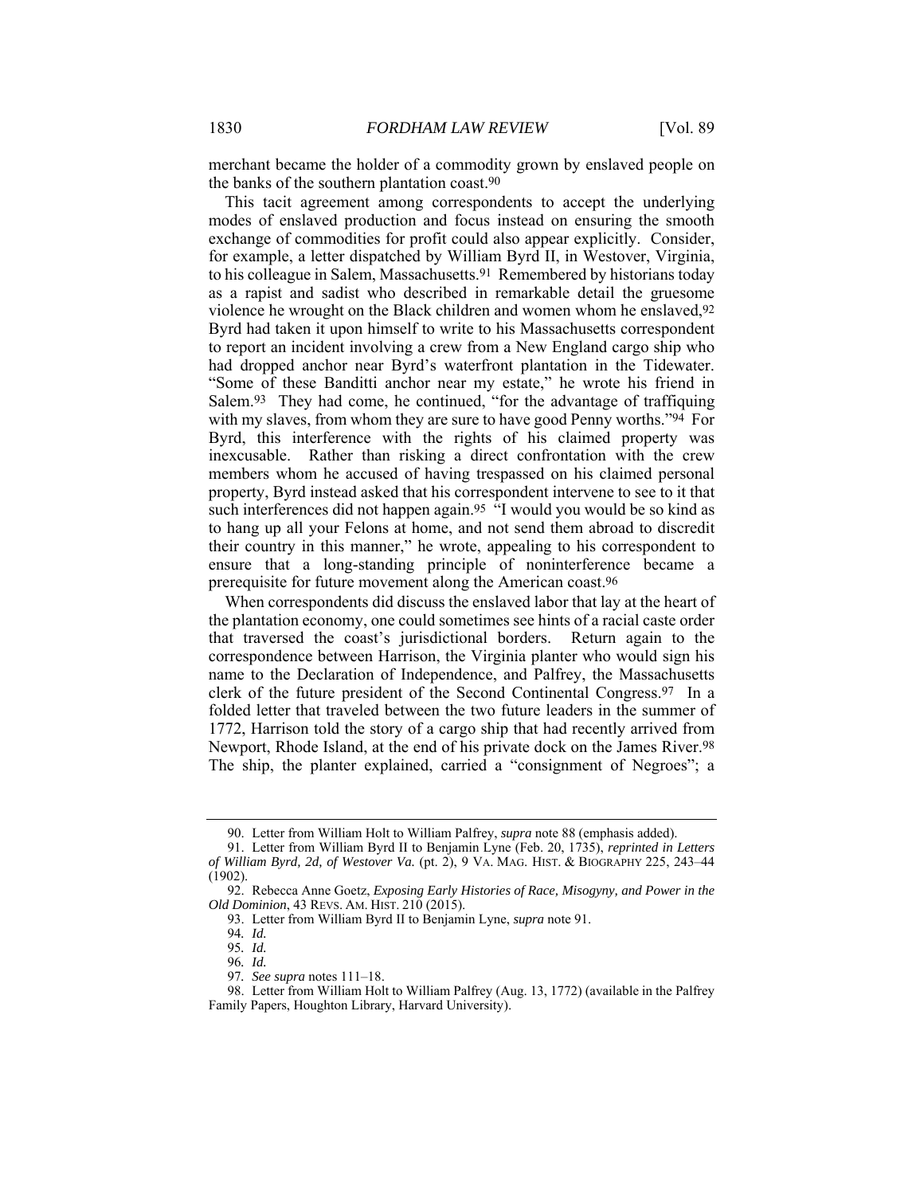merchant became the holder of a commodity grown by enslaved people on the banks of the southern plantation coast.[90]

This tacit agreement among correspondents to accept the underlying modes of enslaved production and focus instead on ensuring the smooth exchange of commodities for profit could also appear explicitly. Consider, for example, a letter dispatched by William Byrd II, in Westover, Virginia, to his colleague in Salem, Massachusetts.[91] Remembered by historians today as a rapist and sadist who described in remarkable detail the gruesome violence he wrought on the Black children and women whom he enslaved,[92] Byrd had taken it upon himself to write to his Massachusetts correspondent to report an incident involving a crew from a New England cargo ship who had dropped anchor near Byrd's waterfront plantation in the Tidewater. "Some of these Banditti anchor near my estate," he wrote his friend in Salem.[93] They had come, he continued, "for the advantage of traffiquing with my slaves, from whom they are sure to have good Penny worths."[94] For Byrd, this interference with the rights of his claimed property was inexcusable. Rather than risking a direct confrontation with the crew members whom he accused of having trespassed on his claimed personal property, Byrd instead asked that his correspondent intervene to see to it that such interferences did not happen again.[95] "I would you would be so kind as to hang up all your Felons at home, and not send them abroad to discredit their country in this manner," he wrote, appealing to his correspondent to ensure that a long-standing principle of noninterference became a prerequisite for future movement along the American coast.[96]

When correspondents did discuss the enslaved labor that lay at the heart of the plantation economy, one could sometimes see hints of a racial caste order that traversed the coast's jurisdictional borders. Return again to the correspondence between Harrison, the Virginia planter who would sign his name to the Declaration of Independence, and Palfrey, the Massachusetts clerk of the future president of the Second Continental Congress.[97] In a folded letter that traveled between the two future leaders in the summer of 1772, Harrison told the story of a cargo ship that had recently arrived from Newport, Rhode Island, at the end of his private dock on the James River.[98] The ship, the planter explained, carried a "consignment of Negroes"; a

---

90. Letter from William Holt to William Palfrey, *supra* note 88 (emphasis added).

91. Letter from William Byrd II to Benjamin Lyne (Feb. 20, 1735), *reprinted in Letters of William Byrd, 2d, of Westover Va.* (pt. 2), 9 VA. MAG. HIST. & BIOGRAPHY 225, 243–44 (1902).

92. Rebecca Anne Goetz, *Exposing Early Histories of Race, Misogyny, and Power in the Old Dominion*, 43 REVS. AM. HIST. 210 (2015).

93. Letter from William Byrd II to Benjamin Lyne, *supra* note 91.

94. *Id.*

95. *Id.*

96. *Id.*

97. *See supra* notes 111–18.

98. Letter from William Holt to William Palfrey (Aug. 13, 1772) (available in the Palfrey Family Papers, Houghton Library, Harvard University).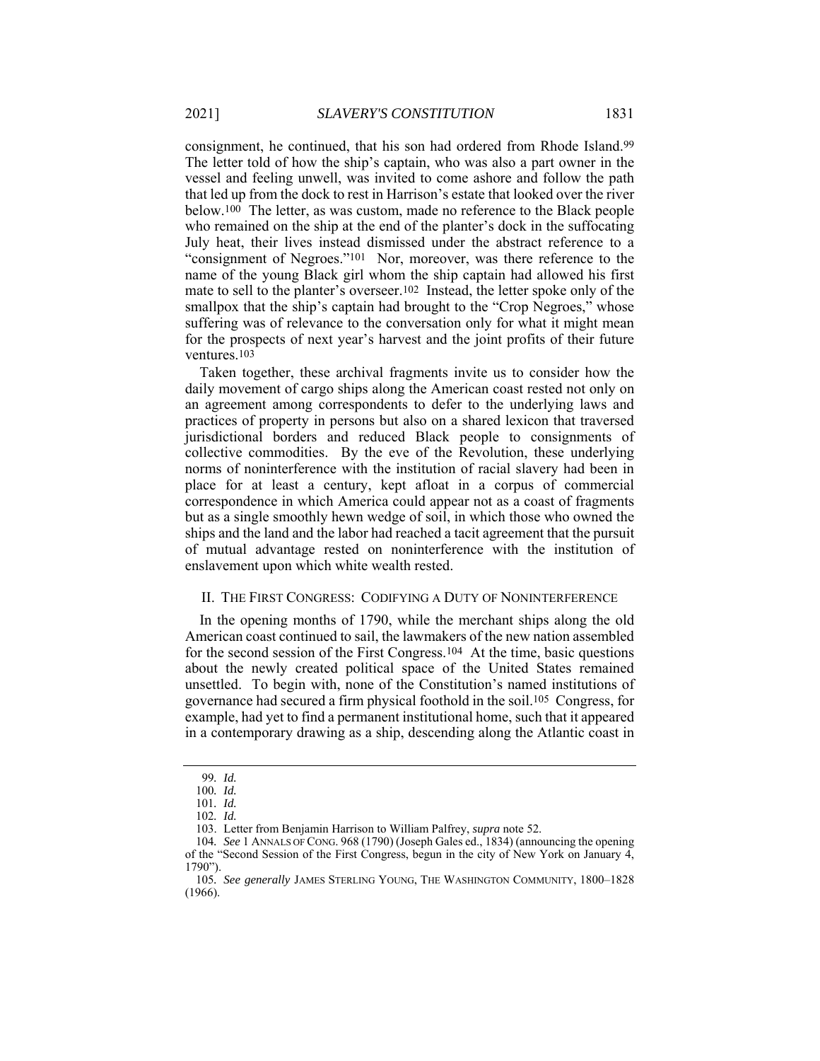consignment, he continued, that his son had ordered from Rhode Island.[99] The letter told of how the ship's captain, who was also a part owner in the vessel and feeling unwell, was invited to come ashore and follow the path that led up from the dock to rest in Harrison's estate that looked over the river below.[100] The letter, as was custom, made no reference to the Black people who remained on the ship at the end of the planter's dock in the suffocating July heat, their lives instead dismissed under the abstract reference to a "consignment of Negroes."[101] Nor, moreover, was there reference to the name of the young Black girl whom the ship captain had allowed his first mate to sell to the planter's overseer.[102] Instead, the letter spoke only of the smallpox that the ship's captain had brought to the "Crop Negroes," whose suffering was of relevance to the conversation only for what it might mean for the prospects of next year's harvest and the joint profits of their future ventures.[103]

Taken together, these archival fragments invite us to consider how the daily movement of cargo ships along the American coast rested not only on an agreement among correspondents to defer to the underlying laws and practices of property in persons but also on a shared lexicon that traversed jurisdictional borders and reduced Black people to consignments of collective commodities. By the eve of the Revolution, these underlying norms of noninterference with the institution of racial slavery had been in place for at least a century, kept afloat in a corpus of commercial correspondence in which America could appear not as a coast of fragments but as a single smoothly hewn wedge of soil, in which those who owned the ships and the land and the labor had reached a tacit agreement that the pursuit of mutual advantage rested on noninterference with the institution of enslavement upon which white wealth rested.

## II. THE FIRST CONGRESS: CODIFYING A DUTY OF NONINTERFERENCE

In the opening months of 1790, while the merchant ships along the old American coast continued to sail, the lawmakers of the new nation assembled for the second session of the First Congress.[104] At the time, basic questions about the newly created political space of the United States remained unsettled. To begin with, none of the Constitution's named institutions of governance had secured a firm physical foothold in the soil.[105] Congress, for example, had yet to find a permanent institutional home, such that it appeared in a contemporary drawing as a ship, descending along the Atlantic coast in

---

99. *Id.*

100. *Id.*

101. *Id.*

102. *Id.*

103. Letter from Benjamin Harrison to William Palfrey, *supra* note 52.

104. *See* 1 ANNALS OF CONG. 968 (1790) (Joseph Gales ed., 1834) (announcing the opening of the "Second Session of the First Congress, begun in the city of New York on January 4, 1790").

105. *See generally* JAMES STERLING YOUNG, THE WASHINGTON COMMUNITY, 1800–1828 (1966).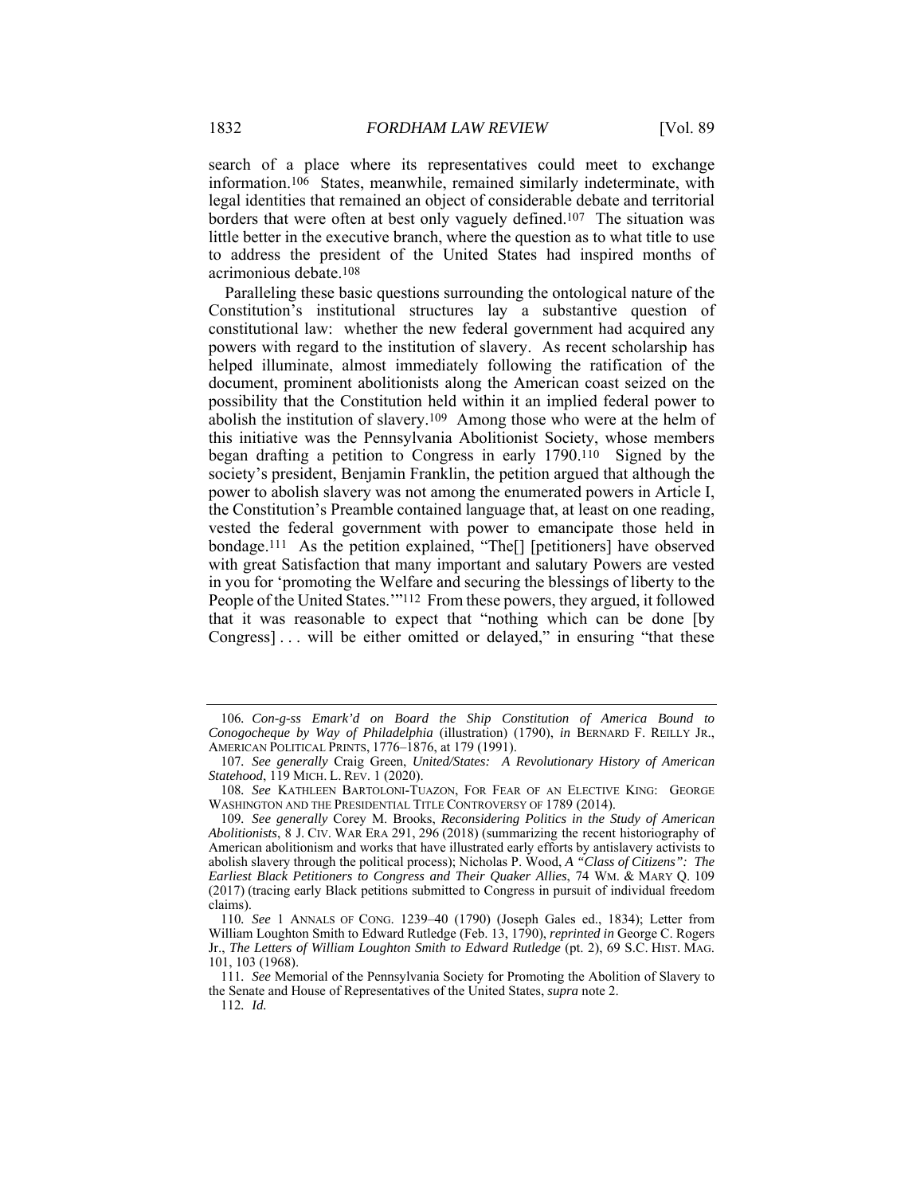search of a place where its representatives could meet to exchange information.[106] States, meanwhile, remained similarly indeterminate, with legal identities that remained an object of considerable debate and territorial borders that were often at best only vaguely defined.[107] The situation was little better in the executive branch, where the question as to what title to use to address the president of the United States had inspired months of acrimonious debate.[108]

Paralleling these basic questions surrounding the ontological nature of the Constitution's institutional structures lay a substantive question of constitutional law: whether the new federal government had acquired any powers with regard to the institution of slavery. As recent scholarship has helped illuminate, almost immediately following the ratification of the document, prominent abolitionists along the American coast seized on the possibility that the Constitution held within it an implied federal power to abolish the institution of slavery.[109] Among those who were at the helm of this initiative was the Pennsylvania Abolitionist Society, whose members began drafting a petition to Congress in early 1790.[110] Signed by the society's president, Benjamin Franklin, the petition argued that although the power to abolish slavery was not among the enumerated powers in Article I, the Constitution's Preamble contained language that, at least on one reading, vested the federal government with power to emancipate those held in bondage.[111] As the petition explained, "The[] [petitioners] have observed with great Satisfaction that many important and salutary Powers are vested in you for 'promoting the Welfare and securing the blessings of liberty to the People of the United States.'"[112] From these powers, they argued, it followed that it was reasonable to expect that "nothing which can be done [by Congress] . . . will be either omitted or delayed," in ensuring "that these

---

106. *Con-g-ss Emark'd on Board the Ship Constitution of America Bound to Conogocheque by Way of Philadelphia* (illustration) (1790), *in* BERNARD F. REILLY JR., AMERICAN POLITICAL PRINTS, 1776–1876, at 179 (1991).

107. *See generally* Craig Green, *United/States: A Revolutionary History of American Statehood*, 119 MICH. L. REV. 1 (2020).

108. *See* KATHLEEN BARTOLONI-TUAZON, FOR FEAR OF AN ELECTIVE KING: GEORGE WASHINGTON AND THE PRESIDENTIAL TITLE CONTROVERSY OF 1789 (2014).

109. *See generally* Corey M. Brooks, *Reconsidering Politics in the Study of American Abolitionists*, 8 J. CIV. WAR ERA 291, 296 (2018) (summarizing the recent historiography of American abolitionism and works that have illustrated early efforts by antislavery activists to abolish slavery through the political process); Nicholas P. Wood, *A "Class of Citizens": The Earliest Black Petitioners to Congress and Their Quaker Allies*, 74 WM. & MARY Q. 109 (2017) (tracing early Black petitions submitted to Congress in pursuit of individual freedom claims).

110. *See* 1 ANNALS OF CONG. 1239–40 (1790) (Joseph Gales ed., 1834); Letter from William Loughton Smith to Edward Rutledge (Feb. 13, 1790), *reprinted in* George C. Rogers Jr., *The Letters of William Loughton Smith to Edward Rutledge* (pt. 2), 69 S.C. HIST. MAG. 101, 103 (1968).

111. *See* Memorial of the Pennsylvania Society for Promoting the Abolition of Slavery to the Senate and House of Representatives of the United States, *supra* note 2.

112. *Id.*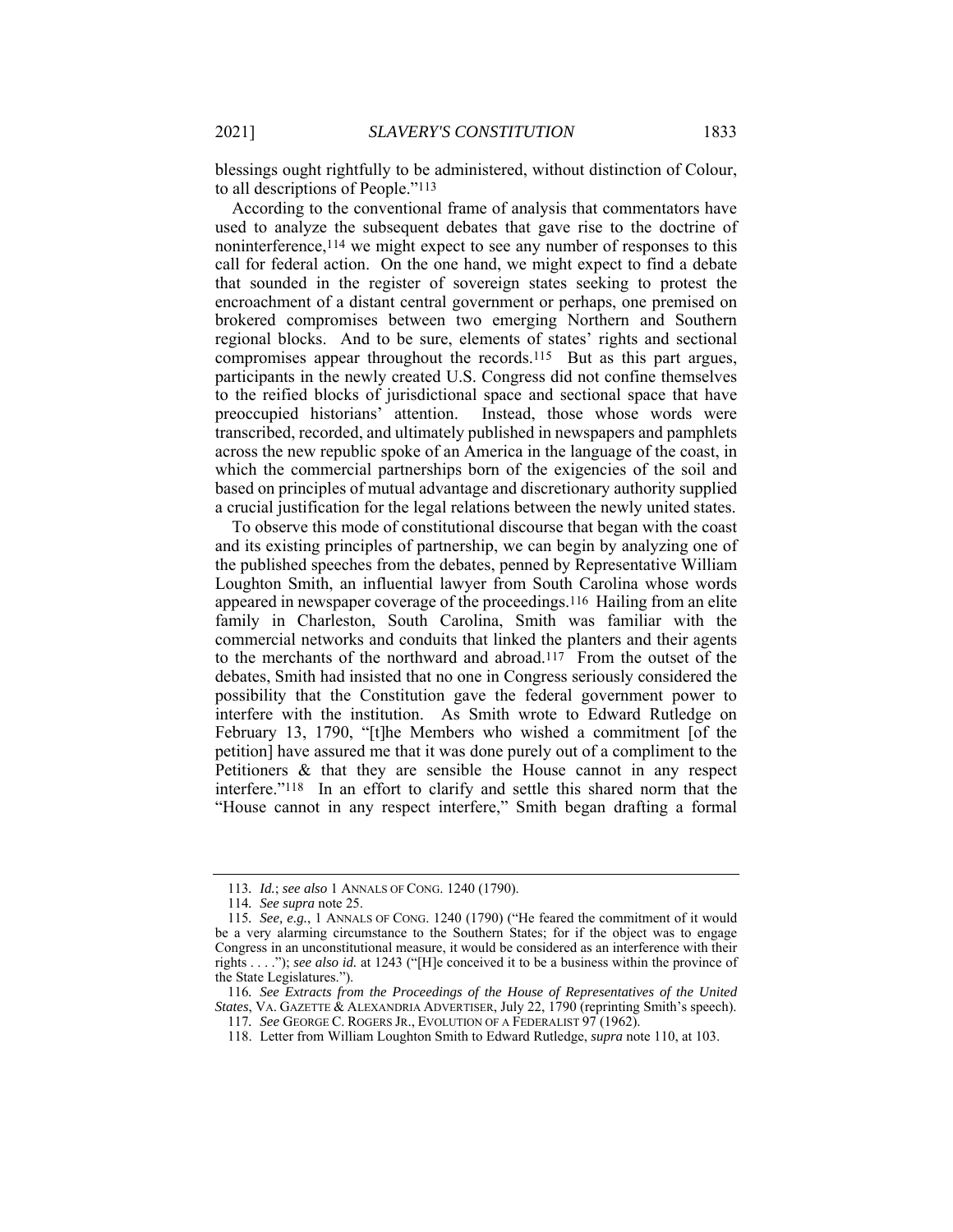blessings ought rightfully to be administered, without distinction of Colour, to all descriptions of People."[113]

According to the conventional frame of analysis that commentators have used to analyze the subsequent debates that gave rise to the doctrine of noninterference,[114] we might expect to see any number of responses to this call for federal action. On the one hand, we might expect to find a debate that sounded in the register of sovereign states seeking to protest the encroachment of a distant central government or perhaps, one premised on brokered compromises between two emerging Northern and Southern regional blocks. And to be sure, elements of states' rights and sectional compromises appear throughout the records.[115] But as this part argues, participants in the newly created U.S. Congress did not confine themselves to the reified blocks of jurisdictional space and sectional space that have preoccupied historians' attention. Instead, those whose words were transcribed, recorded, and ultimately published in newspapers and pamphlets across the new republic spoke of an America in the language of the coast, in which the commercial partnerships born of the exigencies of the soil and based on principles of mutual advantage and discretionary authority supplied a crucial justification for the legal relations between the newly united states.

To observe this mode of constitutional discourse that began with the coast and its existing principles of partnership, we can begin by analyzing one of the published speeches from the debates, penned by Representative William Loughton Smith, an influential lawyer from South Carolina whose words appeared in newspaper coverage of the proceedings.[116] Hailing from an elite family in Charleston, South Carolina, Smith was familiar with the commercial networks and conduits that linked the planters and their agents to the merchants of the northward and abroad.[117] From the outset of the debates, Smith had insisted that no one in Congress seriously considered the possibility that the Constitution gave the federal government power to interfere with the institution. As Smith wrote to Edward Rutledge on February 13, 1790, "[t]he Members who wished a commitment [of the petition] have assured me that it was done purely out of a compliment to the Petitioners & that they are sensible the House cannot in any respect interfere."[118] In an effort to clarify and settle this shared norm that the "House cannot in any respect interfere," Smith began drafting a formal

---

113. *Id.*; *see also* 1 ANNALS OF CONG. 1240 (1790).

114. *See supra* note 25.

115. *See, e.g.*, 1 ANNALS OF CONG. 1240 (1790) ("He feared the commitment of it would be a very alarming circumstance to the Southern States; for if the object was to engage Congress in an unconstitutional measure, it would be considered as an interference with their rights . . . ."); *see also id.* at 1243 ("[H]e conceived it to be a business within the province of the State Legislatures.").

116. *See Extracts from the Proceedings of the House of Representatives of the United States*, VA. GAZETTE & ALEXANDRIA ADVERTISER, July 22, 1790 (reprinting Smith's speech).

117. *See* GEORGE C. ROGERS JR., EVOLUTION OF A FEDERALIST 97 (1962).

118. Letter from William Loughton Smith to Edward Rutledge, *supra* note 110, at 103.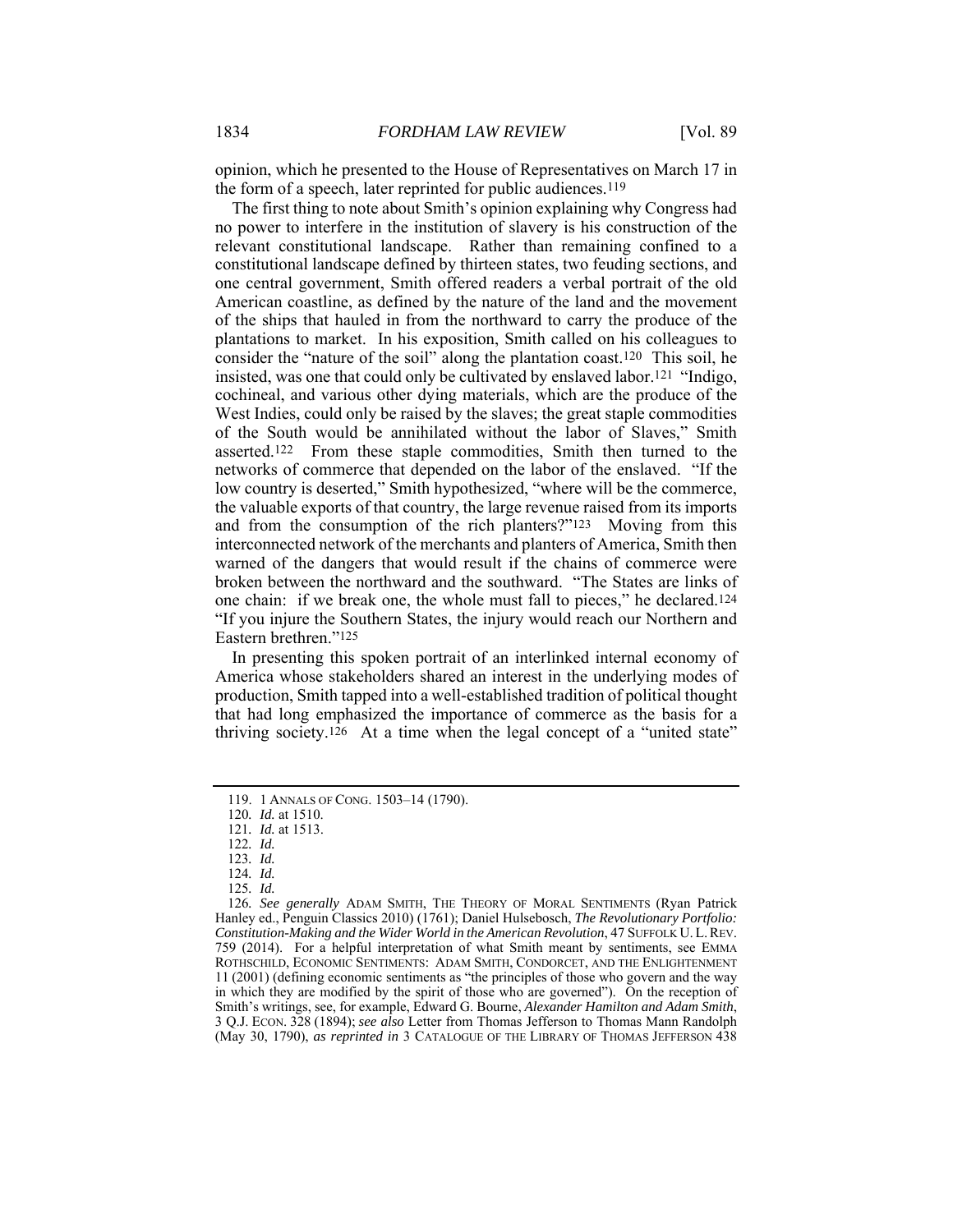opinion, which he presented to the House of Representatives on March 17 in the form of a speech, later reprinted for public audiences.[119]

The first thing to note about Smith's opinion explaining why Congress had no power to interfere in the institution of slavery is his construction of the relevant constitutional landscape. Rather than remaining confined to a constitutional landscape defined by thirteen states, two feuding sections, and one central government, Smith offered readers a verbal portrait of the old American coastline, as defined by the nature of the land and the movement of the ships that hauled in from the northward to carry the produce of the plantations to market. In his exposition, Smith called on his colleagues to consider the "nature of the soil" along the plantation coast.[120] This soil, he insisted, was one that could only be cultivated by enslaved labor.[121] "Indigo, cochineal, and various other dying materials, which are the produce of the West Indies, could only be raised by the slaves; the great staple commodities of the South would be annihilated without the labor of Slaves," Smith asserted.[122] From these staple commodities, Smith then turned to the networks of commerce that depended on the labor of the enslaved. "If the low country is deserted," Smith hypothesized, "where will be the commerce, the valuable exports of that country, the large revenue raised from its imports and from the consumption of the rich planters?"[123] Moving from this interconnected network of the merchants and planters of America, Smith then warned of the dangers that would result if the chains of commerce were broken between the northward and the southward. "The States are links of one chain: if we break one, the whole must fall to pieces," he declared.[124] "If you injure the Southern States, the injury would reach our Northern and Eastern brethren."[125]

In presenting this spoken portrait of an interlinked internal economy of America whose stakeholders shared an interest in the underlying modes of production, Smith tapped into a well-established tradition of political thought that had long emphasized the importance of commerce as the basis for a thriving society.[126] At a time when the legal concept of a "united state"

---

119. 1 ANNALS OF CONG. 1503–14 (1790).

120. *Id.* at 1510.

121. *Id.* at 1513.

122. *Id.*

123. *Id.*

124. *Id.*

125. *Id.*

126. *See generally* ADAM SMITH, THE THEORY OF MORAL SENTIMENTS (Ryan Patrick Hanley ed., Penguin Classics 2010) (1761); Daniel Hulsebosch, *The Revolutionary Portfolio: Constitution-Making and the Wider World in the American Revolution*, 47 SUFFOLK U. L. REV. 759 (2014). For a helpful interpretation of what Smith meant by sentiments, see EMMA ROTHSCHILD, ECONOMIC SENTIMENTS: ADAM SMITH, CONDORCET, AND THE ENLIGHTENMENT 11 (2001) (defining economic sentiments as "the principles of those who govern and the way in which they are modified by the spirit of those who are governed"). On the reception of Smith's writings, see, for example, Edward G. Bourne, *Alexander Hamilton and Adam Smith*, 3 Q.J. ECON. 328 (1894); *see also* Letter from Thomas Jefferson to Thomas Mann Randolph (May 30, 1790), *as reprinted in* 3 CATALOGUE OF THE LIBRARY OF THOMAS JEFFERSON 438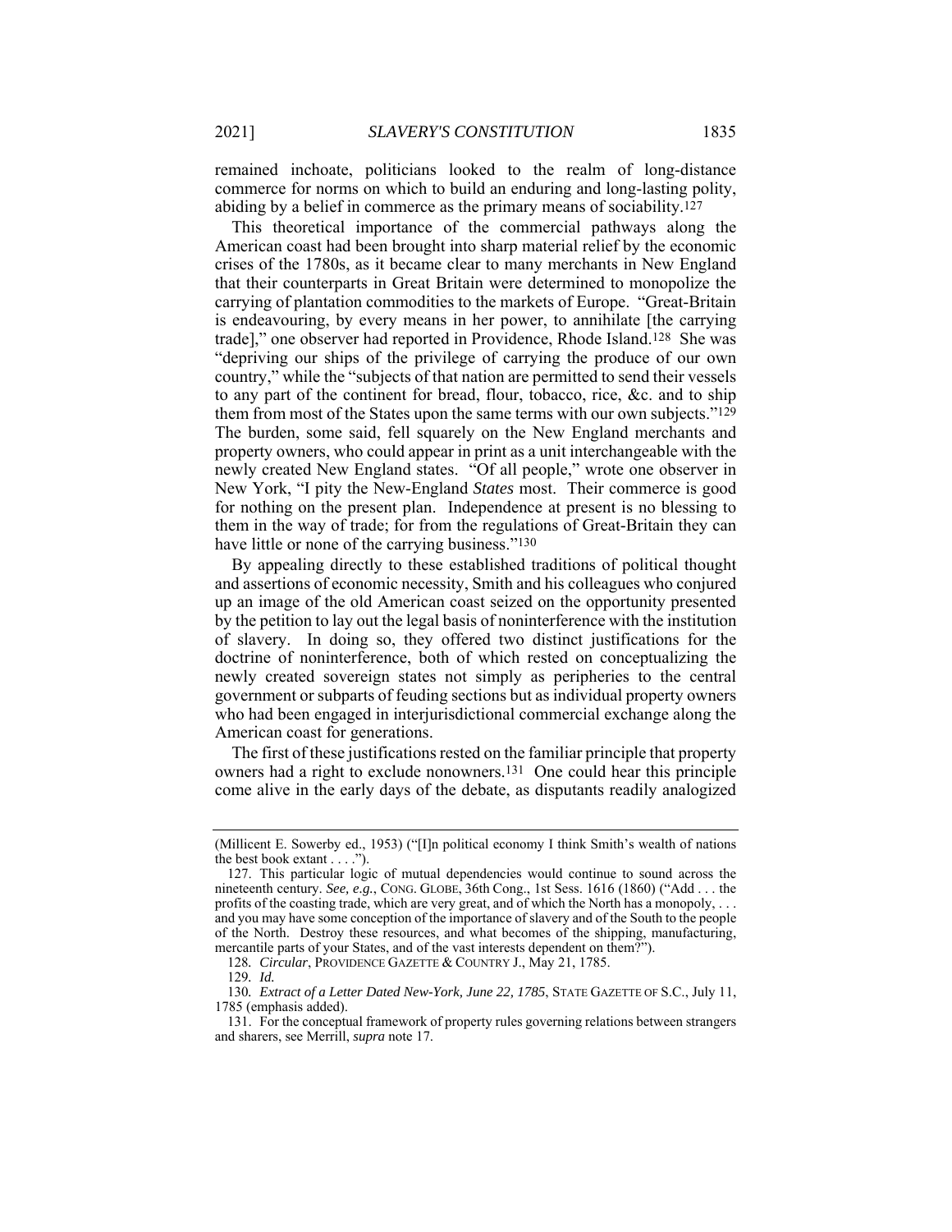remained inchoate, politicians looked to the realm of long-distance commerce for norms on which to build an enduring and long-lasting polity, abiding by a belief in commerce as the primary means of sociability.[127]

This theoretical importance of the commercial pathways along the American coast had been brought into sharp material relief by the economic crises of the 1780s, as it became clear to many merchants in New England that their counterparts in Great Britain were determined to monopolize the carrying of plantation commodities to the markets of Europe. "Great-Britain is endeavouring, by every means in her power, to annihilate [the carrying trade]," one observer had reported in Providence, Rhode Island.[128] She was "depriving our ships of the privilege of carrying the produce of our own country," while the "subjects of that nation are permitted to send their vessels to any part of the continent for bread, flour, tobacco, rice, &c. and to ship them from most of the States upon the same terms with our own subjects."[129] The burden, some said, fell squarely on the New England merchants and property owners, who could appear in print as a unit interchangeable with the newly created New England states. "Of all people," wrote one observer in New York, "I pity the New-England *States* most. Their commerce is good for nothing on the present plan. Independence at present is no blessing to them in the way of trade; for from the regulations of Great-Britain they can have little or none of the carrying business."[130]

By appealing directly to these established traditions of political thought and assertions of economic necessity, Smith and his colleagues who conjured up an image of the old American coast seized on the opportunity presented by the petition to lay out the legal basis of noninterference with the institution of slavery. In doing so, they offered two distinct justifications for the doctrine of noninterference, both of which rested on conceptualizing the newly created sovereign states not simply as peripheries to the central government or subparts of feuding sections but as individual property owners who had been engaged in interjurisdictional commercial exchange along the American coast for generations.

The first of these justifications rested on the familiar principle that property owners had a right to exclude nonowners.[131] One could hear this principle come alive in the early days of the debate, as disputants readily analogized

---

(Millicent E. Sowerby ed., 1953) ("[I]n political economy I think Smith's wealth of nations the best book extant . . . .").

127. This particular logic of mutual dependencies would continue to sound across the nineteenth century. *See, e.g.*, CONG. GLOBE, 36th Cong., 1st Sess. 1616 (1860) ("Add . . . the profits of the coasting trade, which are very great, and of which the North has a monopoly, . . . and you may have some conception of the importance of slavery and of the South to the people of the North. Destroy these resources, and what becomes of the shipping, manufacturing, mercantile parts of your States, and of the vast interests dependent on them?").

128. *Circular*, PROVIDENCE GAZETTE & COUNTRY J., May 21, 1785.

129. *Id.*

130. *Extract of a Letter Dated New-York, June 22, 1785*, STATE GAZETTE OF S.C., July 11, 1785 (emphasis added).

131. For the conceptual framework of property rules governing relations between strangers and sharers, see Merrill, *supra* note 17.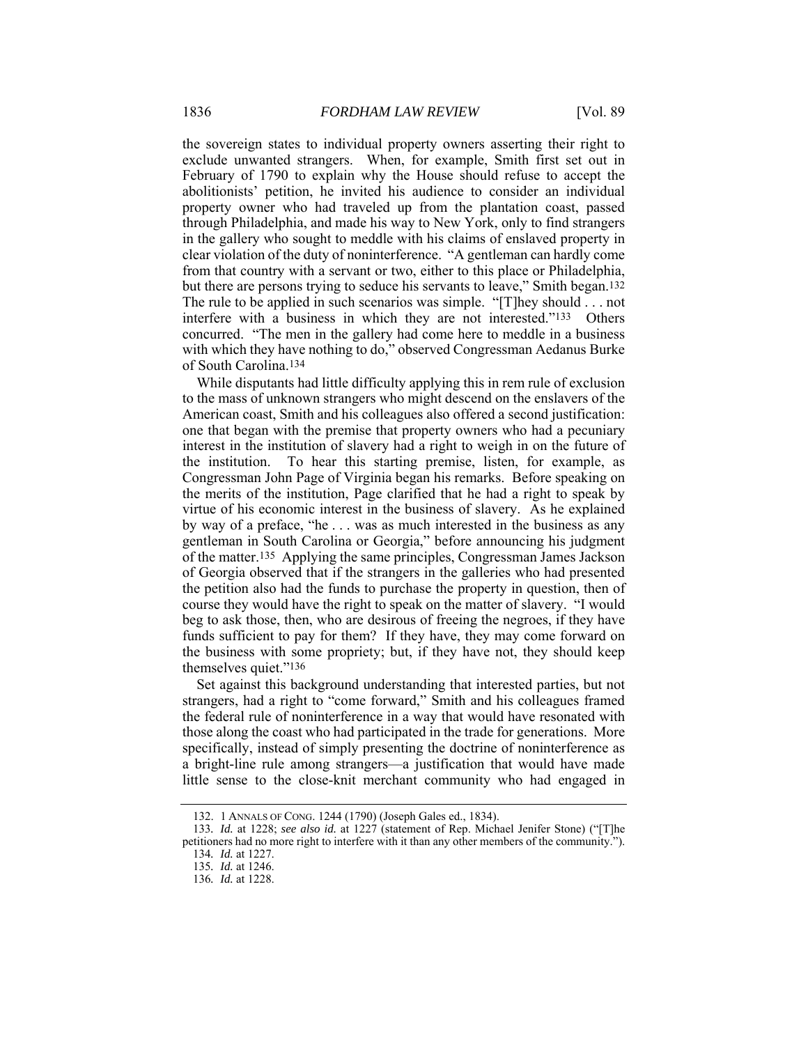the sovereign states to individual property owners asserting their right to exclude unwanted strangers. When, for example, Smith first set out in February of 1790 to explain why the House should refuse to accept the abolitionists' petition, he invited his audience to consider an individual property owner who had traveled up from the plantation coast, passed through Philadelphia, and made his way to New York, only to find strangers in the gallery who sought to meddle with his claims of enslaved property in clear violation of the duty of noninterference. "A gentleman can hardly come from that country with a servant or two, either to this place or Philadelphia, but there are persons trying to seduce his servants to leave," Smith began.[132] The rule to be applied in such scenarios was simple. "[T]hey should . . . not interfere with a business in which they are not interested."[133] Others concurred. "The men in the gallery had come here to meddle in a business with which they have nothing to do," observed Congressman Aedanus Burke of South Carolina.[134]

While disputants had little difficulty applying this in rem rule of exclusion to the mass of unknown strangers who might descend on the enslavers of the American coast, Smith and his colleagues also offered a second justification: one that began with the premise that property owners who had a pecuniary interest in the institution of slavery had a right to weigh in on the future of the institution. To hear this starting premise, listen, for example, as Congressman John Page of Virginia began his remarks. Before speaking on the merits of the institution, Page clarified that he had a right to speak by virtue of his economic interest in the business of slavery. As he explained by way of a preface, "he . . . was as much interested in the business as any gentleman in South Carolina or Georgia," before announcing his judgment of the matter.[135] Applying the same principles, Congressman James Jackson of Georgia observed that if the strangers in the galleries who had presented the petition also had the funds to purchase the property in question, then of course they would have the right to speak on the matter of slavery. "I would beg to ask those, then, who are desirous of freeing the negroes, if they have funds sufficient to pay for them? If they have, they may come forward on the business with some propriety; but, if they have not, they should keep themselves quiet."[136]

Set against this background understanding that interested parties, but not strangers, had a right to "come forward," Smith and his colleagues framed the federal rule of noninterference in a way that would have resonated with those along the coast who had participated in the trade for generations. More specifically, instead of simply presenting the doctrine of noninterference as a bright-line rule among strangers—a justification that would have made little sense to the close-knit merchant community who had engaged in

---

132. 1 ANNALS OF CONG. 1244 (1790) (Joseph Gales ed., 1834).

133. *Id.* at 1228; *see also id.* at 1227 (statement of Rep. Michael Jenifer Stone) ("[T]he petitioners had no more right to interfere with it than any other members of the community.").

134. *Id.* at 1227.

135. *Id.* at 1246.

136. *Id.* at 1228.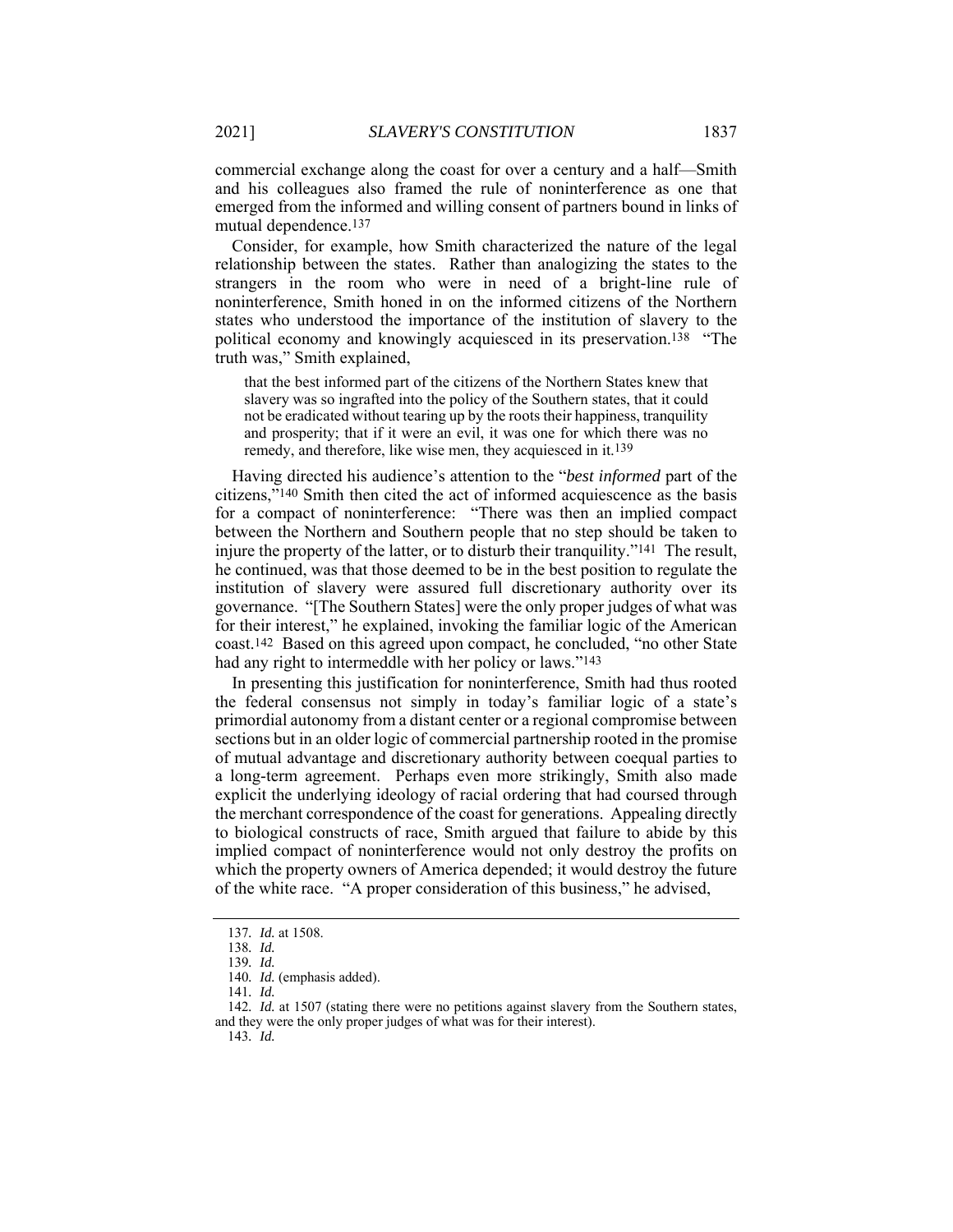commercial exchange along the coast for over a century and a half—Smith and his colleagues also framed the rule of noninterference as one that emerged from the informed and willing consent of partners bound in links of mutual dependence.[137]

Consider, for example, how Smith characterized the nature of the legal relationship between the states. Rather than analogizing the states to the strangers in the room who were in need of a bright-line rule of noninterference, Smith honed in on the informed citizens of the Northern states who understood the importance of the institution of slavery to the political economy and knowingly acquiesced in its preservation.[138] "The truth was," Smith explained,

> that the best informed part of the citizens of the Northern States knew that slavery was so ingrafted into the policy of the Southern states, that it could not be eradicated without tearing up by the roots their happiness, tranquility and prosperity; that if it were an evil, it was one for which there was no remedy, and therefore, like wise men, they acquiesced in it.[139]

Having directed his audience's attention to the "*best informed* part of the citizens,"[140] Smith then cited the act of informed acquiescence as the basis for a compact of noninterference: "There was then an implied compact between the Northern and Southern people that no step should be taken to injure the property of the latter, or to disturb their tranquility."[141] The result, he continued, was that those deemed to be in the best position to regulate the institution of slavery were assured full discretionary authority over its governance. "[The Southern States] were the only proper judges of what was for their interest," he explained, invoking the familiar logic of the American coast.[142] Based on this agreed upon compact, he concluded, "no other State had any right to intermeddle with her policy or laws."[143]

In presenting this justification for noninterference, Smith had thus rooted the federal consensus not simply in today's familiar logic of a state's primordial autonomy from a distant center or a regional compromise between sections but in an older logic of commercial partnership rooted in the promise of mutual advantage and discretionary authority between coequal parties to a long-term agreement. Perhaps even more strikingly, Smith also made explicit the underlying ideology of racial ordering that had coursed through the merchant correspondence of the coast for generations. Appealing directly to biological constructs of race, Smith argued that failure to abide by this implied compact of noninterference would not only destroy the profits on which the property owners of America depended; it would destroy the future of the white race. "A proper consideration of this business," he advised,

---

137. *Id.* at 1508.

138. *Id.*

139. *Id.*

140. *Id.* (emphasis added).

141. *Id.*

142. *Id.* at 1507 (stating there were no petitions against slavery from the Southern states, and they were the only proper judges of what was for their interest).

143. *Id.*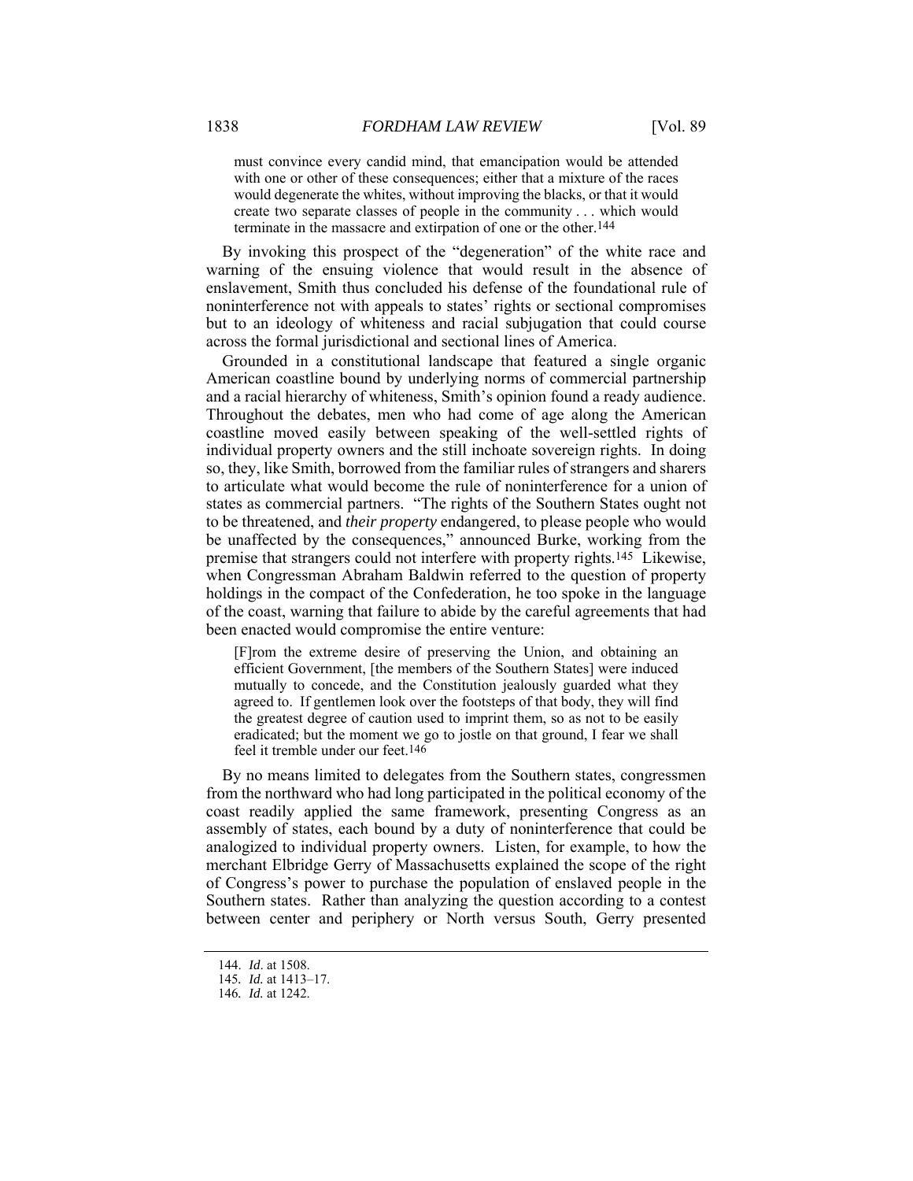> must convince every candid mind, that emancipation would be attended with one or other of these consequences; either that a mixture of the races would degenerate the whites, without improving the blacks, or that it would create two separate classes of people in the community . . . which would terminate in the massacre and extirpation of one or the other.[144]

By invoking this prospect of the "degeneration" of the white race and warning of the ensuing violence that would result in the absence of enslavement, Smith thus concluded his defense of the foundational rule of noninterference not with appeals to states' rights or sectional compromises but to an ideology of whiteness and racial subjugation that could course across the formal jurisdictional and sectional lines of America.

Grounded in a constitutional landscape that featured a single organic American coastline bound by underlying norms of commercial partnership and a racial hierarchy of whiteness, Smith's opinion found a ready audience. Throughout the debates, men who had come of age along the American coastline moved easily between speaking of the well-settled rights of individual property owners and the still inchoate sovereign rights. In doing so, they, like Smith, borrowed from the familiar rules of strangers and sharers to articulate what would become the rule of noninterference for a union of states as commercial partners. "The rights of the Southern States ought not to be threatened, and *their property* endangered, to please people who would be unaffected by the consequences," announced Burke, working from the premise that strangers could not interfere with property rights.[145] Likewise, when Congressman Abraham Baldwin referred to the question of property holdings in the compact of the Confederation, he too spoke in the language of the coast, warning that failure to abide by the careful agreements that had been enacted would compromise the entire venture:

> [F]rom the extreme desire of preserving the Union, and obtaining an efficient Government, [the members of the Southern States] were induced mutually to concede, and the Constitution jealously guarded what they agreed to. If gentlemen look over the footsteps of that body, they will find the greatest degree of caution used to imprint them, so as not to be easily eradicated; but the moment we go to jostle on that ground, I fear we shall feel it tremble under our feet.[146]

By no means limited to delegates from the Southern states, congressmen from the northward who had long participated in the political economy of the coast readily applied the same framework, presenting Congress as an assembly of states, each bound by a duty of noninterference that could be analogized to individual property owners. Listen, for example, to how the merchant Elbridge Gerry of Massachusetts explained the scope of the right of Congress's power to purchase the population of enslaved people in the Southern states. Rather than analyzing the question according to a contest between center and periphery or North versus South, Gerry presented

144. *Id*. at 1508.
145. *Id.* at 1413–17.
146. *Id.* at 1242.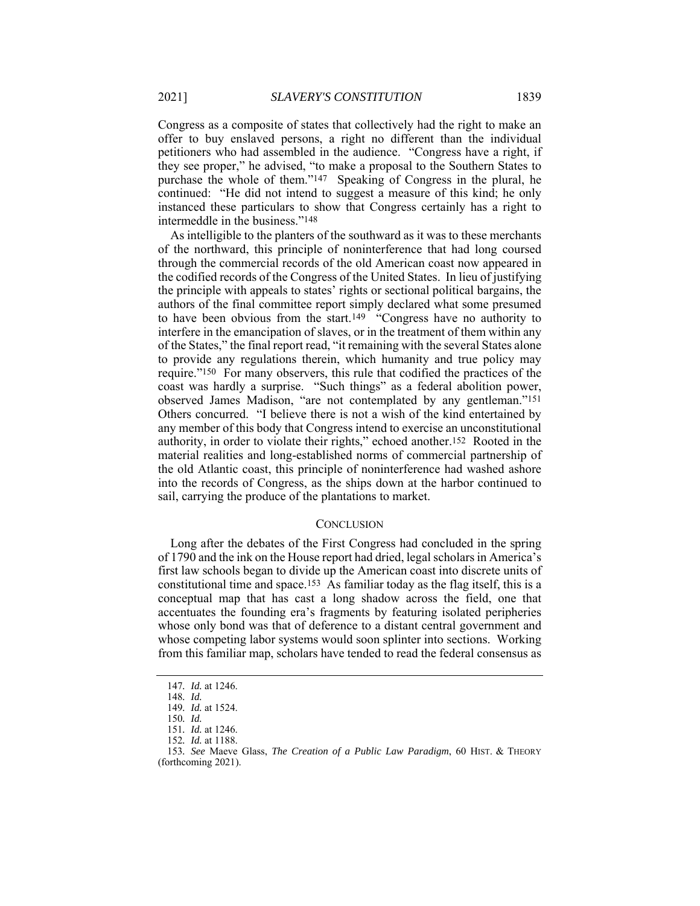Congress as a composite of states that collectively had the right to make an offer to buy enslaved persons, a right no different than the individual petitioners who had assembled in the audience. "Congress have a right, if they see proper," he advised, "to make a proposal to the Southern States to purchase the whole of them."[147] Speaking of Congress in the plural, he continued: "He did not intend to suggest a measure of this kind; he only instanced these particulars to show that Congress certainly has a right to intermeddle in the business."[148]

As intelligible to the planters of the southward as it was to these merchants of the northward, this principle of noninterference that had long coursed through the commercial records of the old American coast now appeared in the codified records of the Congress of the United States. In lieu of justifying the principle with appeals to states' rights or sectional political bargains, the authors of the final committee report simply declared what some presumed to have been obvious from the start.[149] "Congress have no authority to interfere in the emancipation of slaves, or in the treatment of them within any of the States," the final report read, "it remaining with the several States alone to provide any regulations therein, which humanity and true policy may require."[150] For many observers, this rule that codified the practices of the coast was hardly a surprise. "Such things" as a federal abolition power, observed James Madison, "are not contemplated by any gentleman."[151] Others concurred. "I believe there is not a wish of the kind entertained by any member of this body that Congress intend to exercise an unconstitutional authority, in order to violate their rights," echoed another.[152] Rooted in the material realities and long-established norms of commercial partnership of the old Atlantic coast, this principle of noninterference had washed ashore into the records of Congress, as the ships down at the harbor continued to sail, carrying the produce of the plantations to market.

## CONCLUSION

Long after the debates of the First Congress had concluded in the spring of 1790 and the ink on the House report had dried, legal scholars in America's first law schools began to divide up the American coast into discrete units of constitutional time and space.[153] As familiar today as the flag itself, this is a conceptual map that has cast a long shadow across the field, one that accentuates the founding era's fragments by featuring isolated peripheries whose only bond was that of deference to a distant central government and whose competing labor systems would soon splinter into sections. Working from this familiar map, scholars have tended to read the federal consensus as

---

147. *Id.* at 1246.

148. *Id.*

149. *Id.* at 1524.

150. *Id.*

151. *Id.* at 1246.

152. *Id.* at 1188.

153. *See* Maeve Glass, *The Creation of a Public Law Paradigm*, 60 HIST. & THEORY (forthcoming 2021).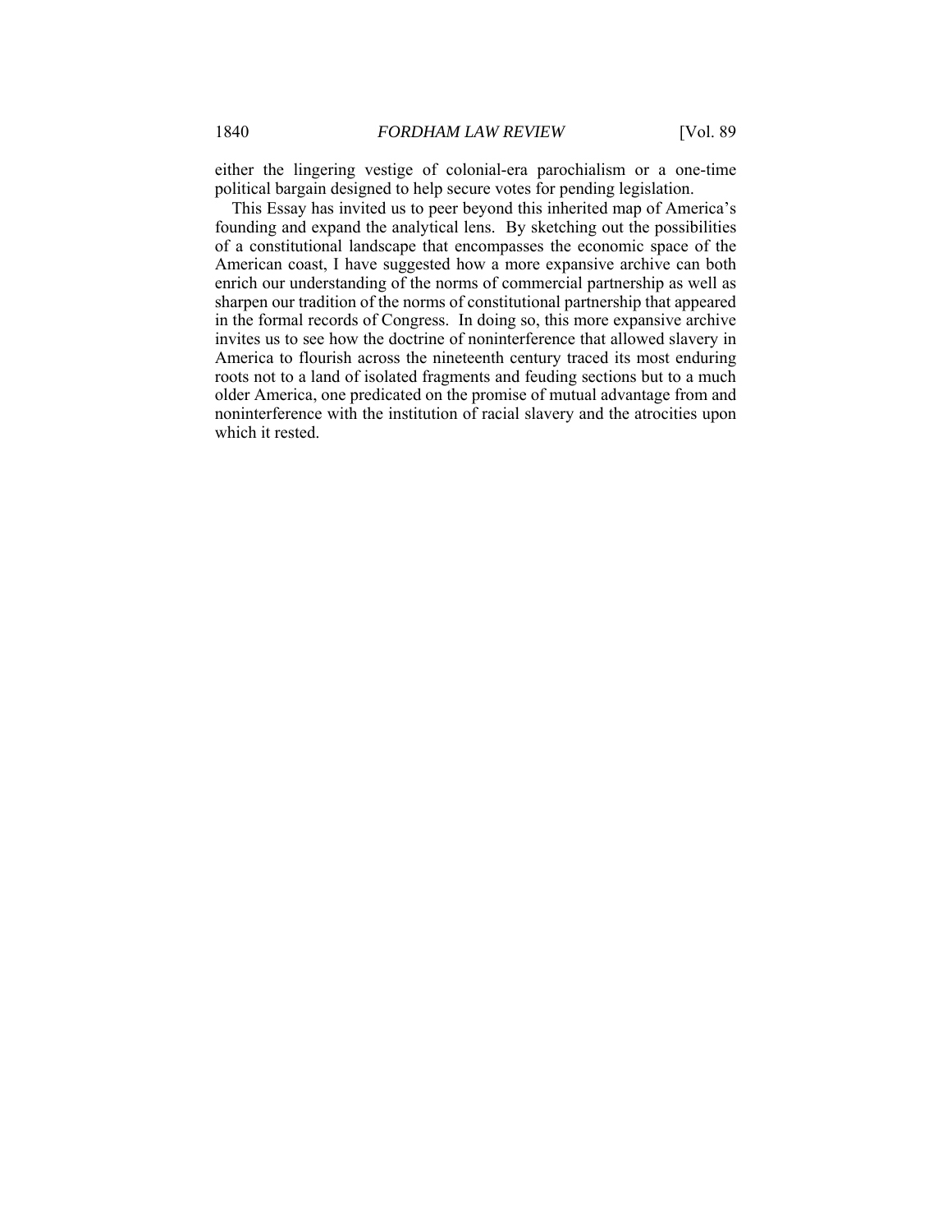either the lingering vestige of colonial-era parochialism or a one-time political bargain designed to help secure votes for pending legislation.

This Essay has invited us to peer beyond this inherited map of America's founding and expand the analytical lens. By sketching out the possibilities of a constitutional landscape that encompasses the economic space of the American coast, I have suggested how a more expansive archive can both enrich our understanding of the norms of commercial partnership as well as sharpen our tradition of the norms of constitutional partnership that appeared in the formal records of Congress. In doing so, this more expansive archive invites us to see how the doctrine of noninterference that allowed slavery in America to flourish across the nineteenth century traced its most enduring roots not to a land of isolated fragments and feuding sections but to a much older America, one predicated on the promise of mutual advantage from and noninterference with the institution of racial slavery and the atrocities upon which it rested.